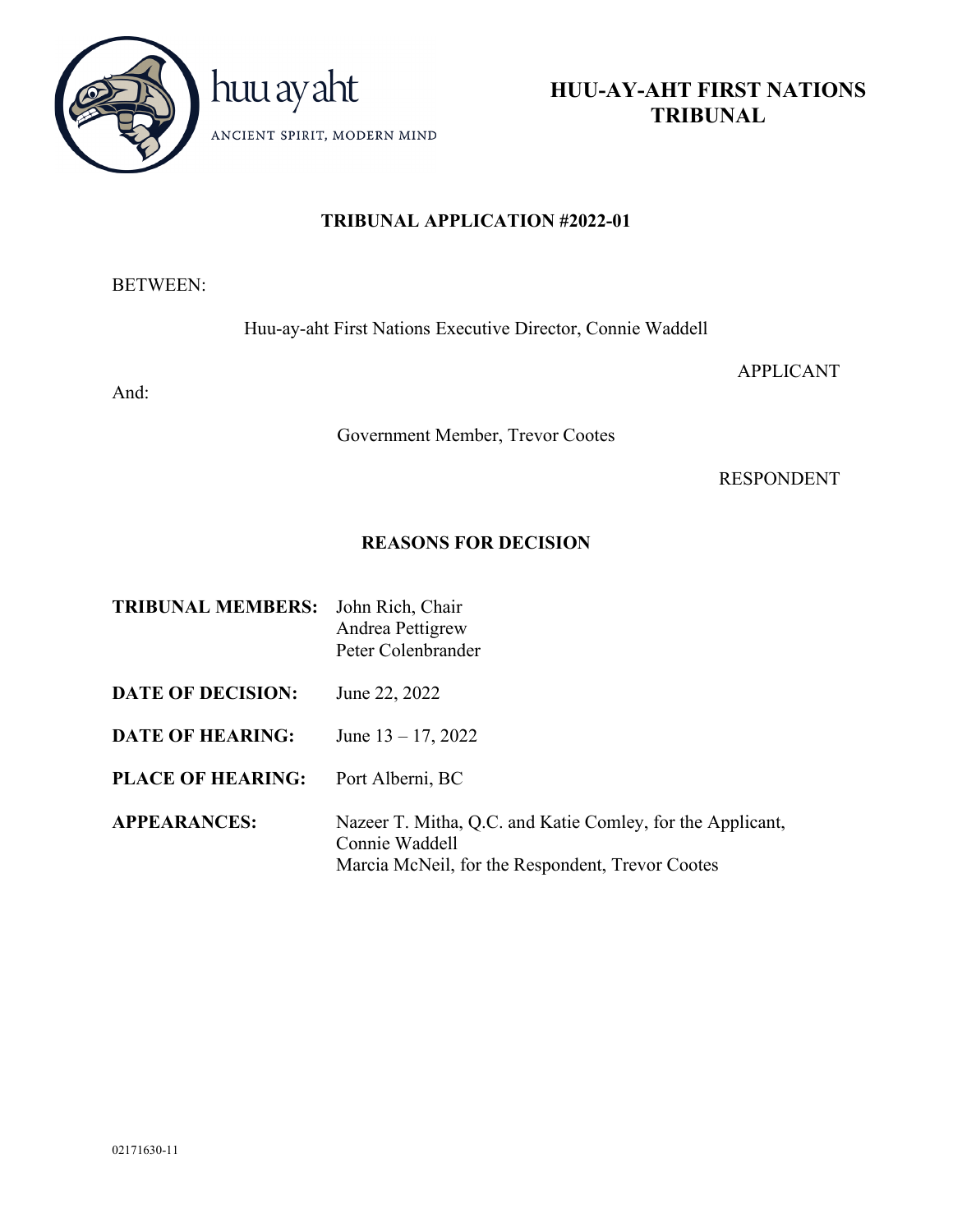huu ay aht

ANCIENT SPIRIT, MODERN MIND

# HUU-AY-AHT FIRST NATIONS TRIBUNAL

## TRIBUNAL APPLICATION #2022-01

BETWEEN:

Huu-ay-aht First Nations Executive Director, Connie Waddell

APPLICANT

And:

Government Member, Trevor Cootes

RESPONDENT

## REASONS FOR DECISION

**TRIBUNAL MEMBERS:** John Rich, Chair
Andrea Pettigrew
Peter Colenbrander

**DATE OF DECISION:** June 22, 2022

**DATE OF HEARING:** June 13 – 17, 2022

**PLACE OF HEARING:** Port Alberni, BC

**APPEARANCES:** Nazeer T. Mitha, Q.C. and Katie Comley, for the Applicant, Connie Waddell
Marcia McNeil, for the Respondent, Trevor Cootes

02171630-11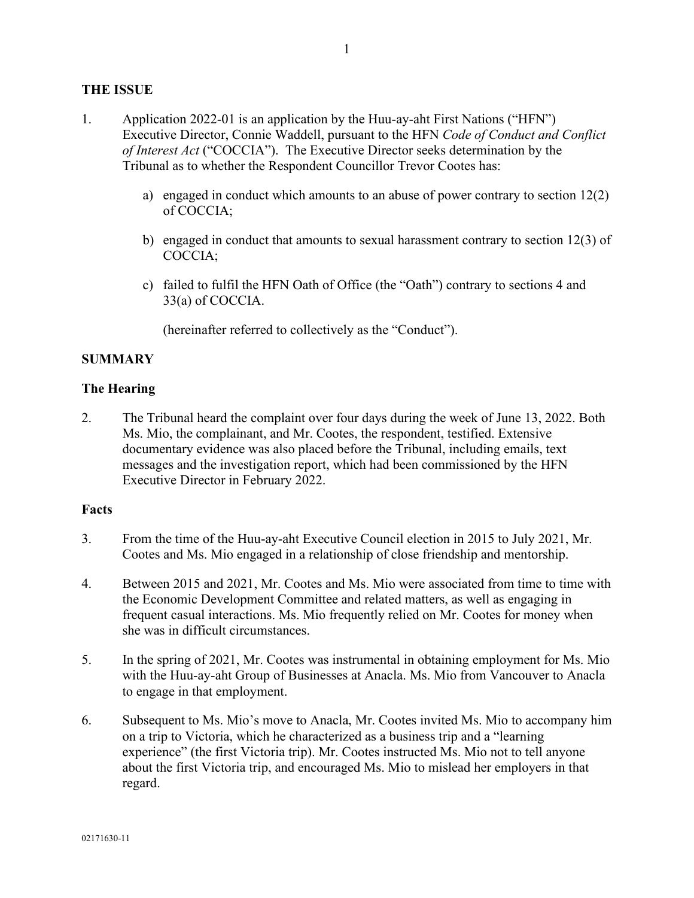## THE ISSUE

1. Application 2022-01 is an application by the Huu-ay-aht First Nations ("HFN") Executive Director, Connie Waddell, pursuant to the HFN *Code of Conduct and Conflict of Interest Act* ("COCCIA"). The Executive Director seeks determination by the Tribunal as to whether the Respondent Councillor Trevor Cootes has:

   a) engaged in conduct which amounts to an abuse of power contrary to section 12(2) of COCCIA;

   b) engaged in conduct that amounts to sexual harassment contrary to section 12(3) of COCCIA;

   c) failed to fulfil the HFN Oath of Office (the "Oath") contrary to sections 4 and 33(a) of COCCIA.

   (hereinafter referred to collectively as the "Conduct").

## SUMMARY

### The Hearing

2. The Tribunal heard the complaint over four days during the week of June 13, 2022. Both Ms. Mio, the complainant, and Mr. Cootes, the respondent, testified. Extensive documentary evidence was also placed before the Tribunal, including emails, text messages and the investigation report, which had been commissioned by the HFN Executive Director in February 2022.

### Facts

3. From the time of the Huu-ay-aht Executive Council election in 2015 to July 2021, Mr. Cootes and Ms. Mio engaged in a relationship of close friendship and mentorship.

4. Between 2015 and 2021, Mr. Cootes and Ms. Mio were associated from time to time with the Economic Development Committee and related matters, as well as engaging in frequent casual interactions. Ms. Mio frequently relied on Mr. Cootes for money when she was in difficult circumstances.

5. In the spring of 2021, Mr. Cootes was instrumental in obtaining employment for Ms. Mio with the Huu-ay-aht Group of Businesses at Anacla. Ms. Mio from Vancouver to Anacla to engage in that employment.

6. Subsequent to Ms. Mio's move to Anacla, Mr. Cootes invited Ms. Mio to accompany him on a trip to Victoria, which he characterized as a business trip and a "learning experience" (the first Victoria trip). Mr. Cootes instructed Ms. Mio not to tell anyone about the first Victoria trip, and encouraged Ms. Mio to mislead her employers in that regard.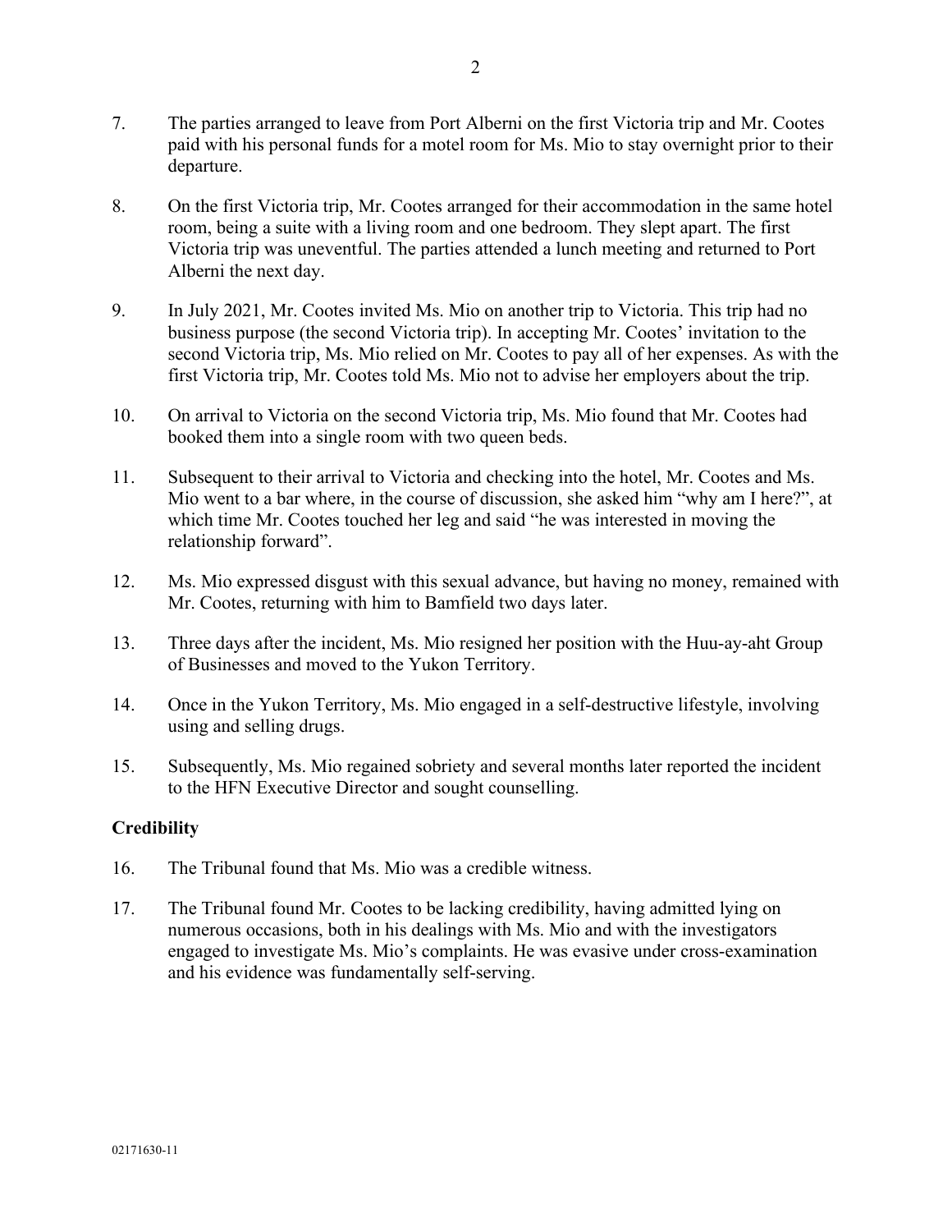7. The parties arranged to leave from Port Alberni on the first Victoria trip and Mr. Cootes paid with his personal funds for a motel room for Ms. Mio to stay overnight prior to their departure.

8. On the first Victoria trip, Mr. Cootes arranged for their accommodation in the same hotel room, being a suite with a living room and one bedroom. They slept apart. The first Victoria trip was uneventful. The parties attended a lunch meeting and returned to Port Alberni the next day.

9. In July 2021, Mr. Cootes invited Ms. Mio on another trip to Victoria. This trip had no business purpose (the second Victoria trip). In accepting Mr. Cootes' invitation to the second Victoria trip, Ms. Mio relied on Mr. Cootes to pay all of her expenses. As with the first Victoria trip, Mr. Cootes told Ms. Mio not to advise her employers about the trip.

10. On arrival to Victoria on the second Victoria trip, Ms. Mio found that Mr. Cootes had booked them into a single room with two queen beds.

11. Subsequent to their arrival to Victoria and checking into the hotel, Mr. Cootes and Ms. Mio went to a bar where, in the course of discussion, she asked him "why am I here?", at which time Mr. Cootes touched her leg and said "he was interested in moving the relationship forward".

12. Ms. Mio expressed disgust with this sexual advance, but having no money, remained with Mr. Cootes, returning with him to Bamfield two days later.

13. Three days after the incident, Ms. Mio resigned her position with the Huu-ay-aht Group of Businesses and moved to the Yukon Territory.

14. Once in the Yukon Territory, Ms. Mio engaged in a self-destructive lifestyle, involving using and selling drugs.

15. Subsequently, Ms. Mio regained sobriety and several months later reported the incident to the HFN Executive Director and sought counselling.

## Credibility

16. The Tribunal found that Ms. Mio was a credible witness.

17. The Tribunal found Mr. Cootes to be lacking credibility, having admitted lying on numerous occasions, both in his dealings with Ms. Mio and with the investigators engaged to investigate Ms. Mio's complaints. He was evasive under cross-examination and his evidence was fundamentally self-serving.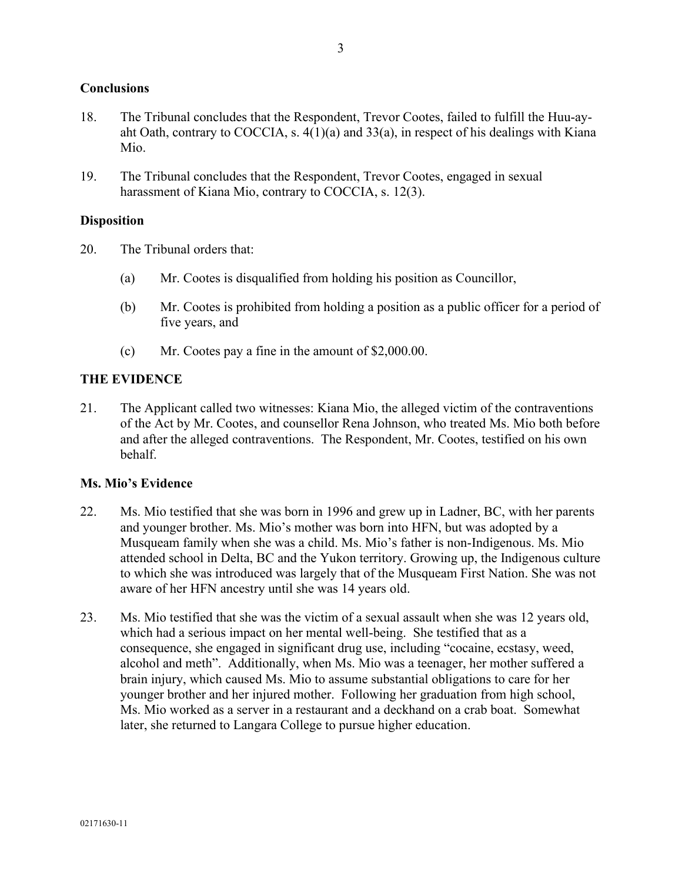**Conclusions**

18. The Tribunal concludes that the Respondent, Trevor Cootes, failed to fulfill the Huu-ay-aht Oath, contrary to COCCIA, s. 4(1)(a) and 33(a), in respect of his dealings with Kiana Mio.

19. The Tribunal concludes that the Respondent, Trevor Cootes, engaged in sexual harassment of Kiana Mio, contrary to COCCIA, s. 12(3).

**Disposition**

20. The Tribunal orders that:

    (a) Mr. Cootes is disqualified from holding his position as Councillor,

    (b) Mr. Cootes is prohibited from holding a position as a public officer for a period of five years, and

    (c) Mr. Cootes pay a fine in the amount of $2,000.00.

**THE EVIDENCE**

21. The Applicant called two witnesses: Kiana Mio, the alleged victim of the contraventions of the Act by Mr. Cootes, and counsellor Rena Johnson, who treated Ms. Mio both before and after the alleged contraventions. The Respondent, Mr. Cootes, testified on his own behalf.

**Ms. Mio's Evidence**

22. Ms. Mio testified that she was born in 1996 and grew up in Ladner, BC, with her parents and younger brother. Ms. Mio's mother was born into HFN, but was adopted by a Musqueam family when she was a child. Ms. Mio's father is non-Indigenous. Ms. Mio attended school in Delta, BC and the Yukon territory. Growing up, the Indigenous culture to which she was introduced was largely that of the Musqueam First Nation. She was not aware of her HFN ancestry until she was 14 years old.

23. Ms. Mio testified that she was the victim of a sexual assault when she was 12 years old, which had a serious impact on her mental well-being. She testified that as a consequence, she engaged in significant drug use, including "cocaine, ecstasy, weed, alcohol and meth". Additionally, when Ms. Mio was a teenager, her mother suffered a brain injury, which caused Ms. Mio to assume substantial obligations to care for her younger brother and her injured mother. Following her graduation from high school, Ms. Mio worked as a server in a restaurant and a deckhand on a crab boat. Somewhat later, she returned to Langara College to pursue higher education.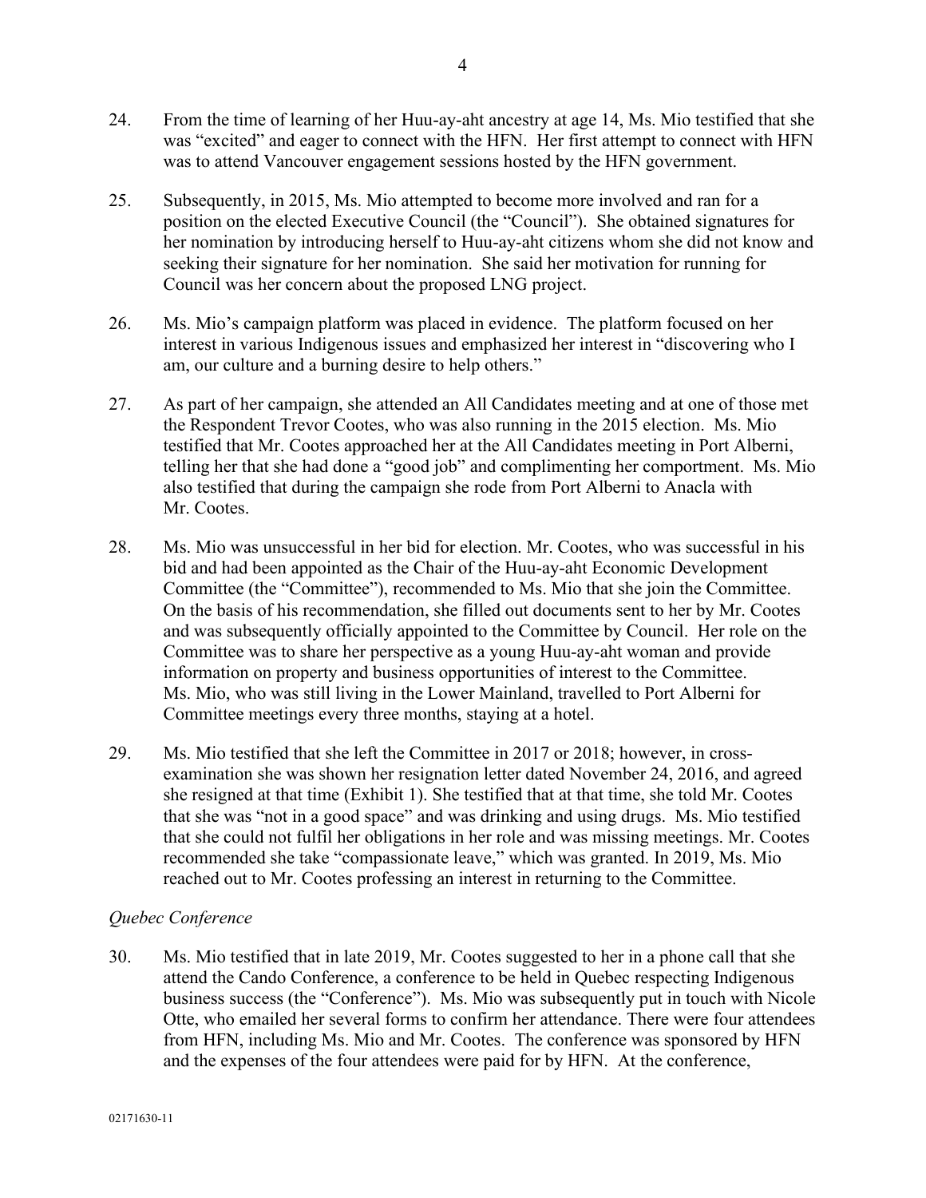24. From the time of learning of her Huu-ay-aht ancestry at age 14, Ms. Mio testified that she was "excited" and eager to connect with the HFN. Her first attempt to connect with HFN was to attend Vancouver engagement sessions hosted by the HFN government.

25. Subsequently, in 2015, Ms. Mio attempted to become more involved and ran for a position on the elected Executive Council (the "Council"). She obtained signatures for her nomination by introducing herself to Huu-ay-aht citizens whom she did not know and seeking their signature for her nomination. She said her motivation for running for Council was her concern about the proposed LNG project.

26. Ms. Mio's campaign platform was placed in evidence. The platform focused on her interest in various Indigenous issues and emphasized her interest in "discovering who I am, our culture and a burning desire to help others."

27. As part of her campaign, she attended an All Candidates meeting and at one of those met the Respondent Trevor Cootes, who was also running in the 2015 election. Ms. Mio testified that Mr. Cootes approached her at the All Candidates meeting in Port Alberni, telling her that she had done a "good job" and complimenting her comportment. Ms. Mio also testified that during the campaign she rode from Port Alberni to Anacla with Mr. Cootes.

28. Ms. Mio was unsuccessful in her bid for election. Mr. Cootes, who was successful in his bid and had been appointed as the Chair of the Huu-ay-aht Economic Development Committee (the "Committee"), recommended to Ms. Mio that she join the Committee. On the basis of his recommendation, she filled out documents sent to her by Mr. Cootes and was subsequently officially appointed to the Committee by Council. Her role on the Committee was to share her perspective as a young Huu-ay-aht woman and provide information on property and business opportunities of interest to the Committee. Ms. Mio, who was still living in the Lower Mainland, travelled to Port Alberni for Committee meetings every three months, staying at a hotel.

29. Ms. Mio testified that she left the Committee in 2017 or 2018; however, in cross-examination she was shown her resignation letter dated November 24, 2016, and agreed she resigned at that time (Exhibit 1). She testified that at that time, she told Mr. Cootes that she was "not in a good space" and was drinking and using drugs. Ms. Mio testified that she could not fulfil her obligations in her role and was missing meetings. Mr. Cootes recommended she take "compassionate leave," which was granted. In 2019, Ms. Mio reached out to Mr. Cootes professing an interest in returning to the Committee.

*Quebec Conference*

30. Ms. Mio testified that in late 2019, Mr. Cootes suggested to her in a phone call that she attend the Cando Conference, a conference to be held in Quebec respecting Indigenous business success (the "Conference"). Ms. Mio was subsequently put in touch with Nicole Otte, who emailed her several forms to confirm her attendance. There were four attendees from HFN, including Ms. Mio and Mr. Cootes. The conference was sponsored by HFN and the expenses of the four attendees were paid for by HFN. At the conference,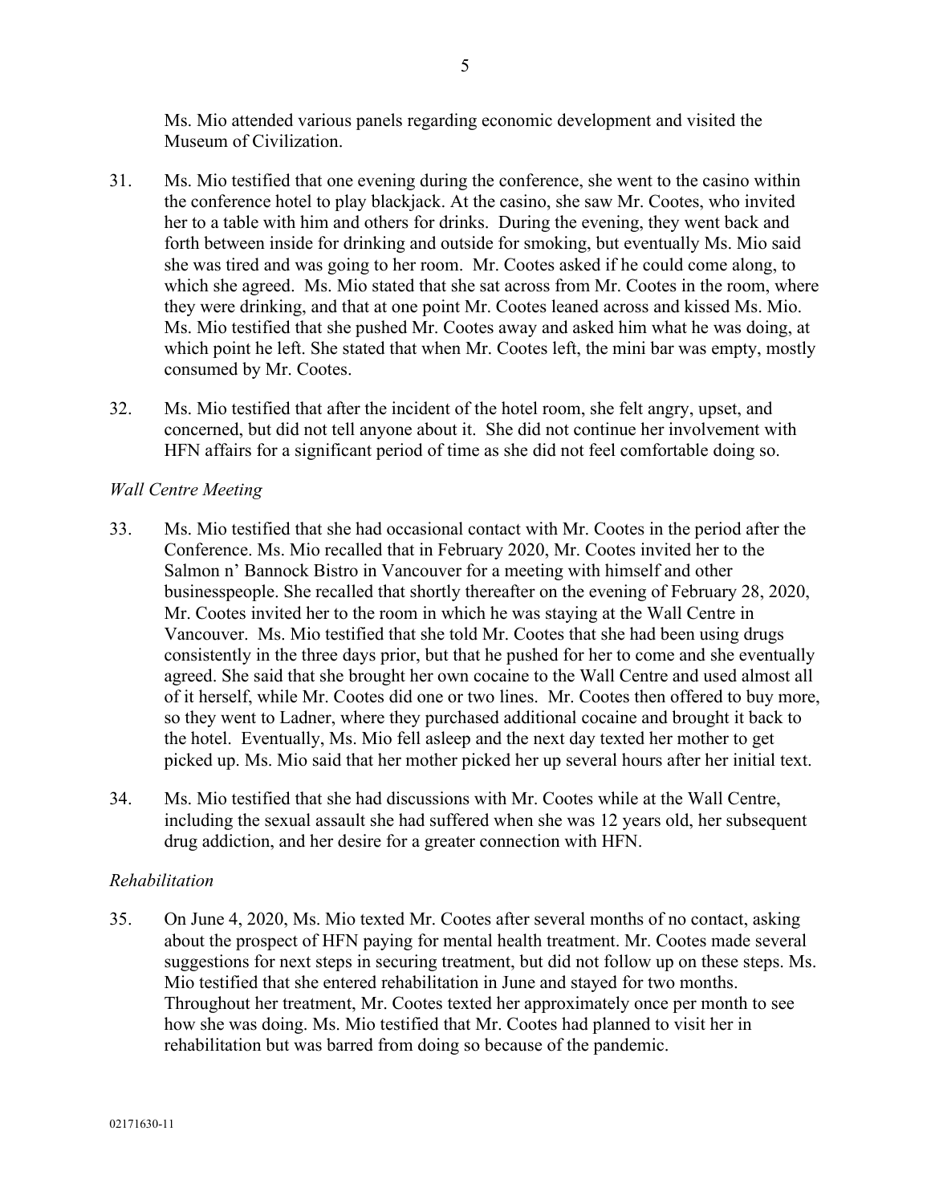Ms. Mio attended various panels regarding economic development and visited the Museum of Civilization.

31. Ms. Mio testified that one evening during the conference, she went to the casino within the conference hotel to play blackjack. At the casino, she saw Mr. Cootes, who invited her to a table with him and others for drinks. During the evening, they went back and forth between inside for drinking and outside for smoking, but eventually Ms. Mio said she was tired and was going to her room. Mr. Cootes asked if he could come along, to which she agreed. Ms. Mio stated that she sat across from Mr. Cootes in the room, where they were drinking, and that at one point Mr. Cootes leaned across and kissed Ms. Mio. Ms. Mio testified that she pushed Mr. Cootes away and asked him what he was doing, at which point he left. She stated that when Mr. Cootes left, the mini bar was empty, mostly consumed by Mr. Cootes.

32. Ms. Mio testified that after the incident of the hotel room, she felt angry, upset, and concerned, but did not tell anyone about it. She did not continue her involvement with HFN affairs for a significant period of time as she did not feel comfortable doing so.

*Wall Centre Meeting*

33. Ms. Mio testified that she had occasional contact with Mr. Cootes in the period after the Conference. Ms. Mio recalled that in February 2020, Mr. Cootes invited her to the Salmon n' Bannock Bistro in Vancouver for a meeting with himself and other businesspeople. She recalled that shortly thereafter on the evening of February 28, 2020, Mr. Cootes invited her to the room in which he was staying at the Wall Centre in Vancouver. Ms. Mio testified that she told Mr. Cootes that she had been using drugs consistently in the three days prior, but that he pushed for her to come and she eventually agreed. She said that she brought her own cocaine to the Wall Centre and used almost all of it herself, while Mr. Cootes did one or two lines. Mr. Cootes then offered to buy more, so they went to Ladner, where they purchased additional cocaine and brought it back to the hotel. Eventually, Ms. Mio fell asleep and the next day texted her mother to get picked up. Ms. Mio said that her mother picked her up several hours after her initial text.

34. Ms. Mio testified that she had discussions with Mr. Cootes while at the Wall Centre, including the sexual assault she had suffered when she was 12 years old, her subsequent drug addiction, and her desire for a greater connection with HFN.

*Rehabilitation*

35. On June 4, 2020, Ms. Mio texted Mr. Cootes after several months of no contact, asking about the prospect of HFN paying for mental health treatment. Mr. Cootes made several suggestions for next steps in securing treatment, but did not follow up on these steps. Ms. Mio testified that she entered rehabilitation in June and stayed for two months. Throughout her treatment, Mr. Cootes texted her approximately once per month to see how she was doing. Ms. Mio testified that Mr. Cootes had planned to visit her in rehabilitation but was barred from doing so because of the pandemic.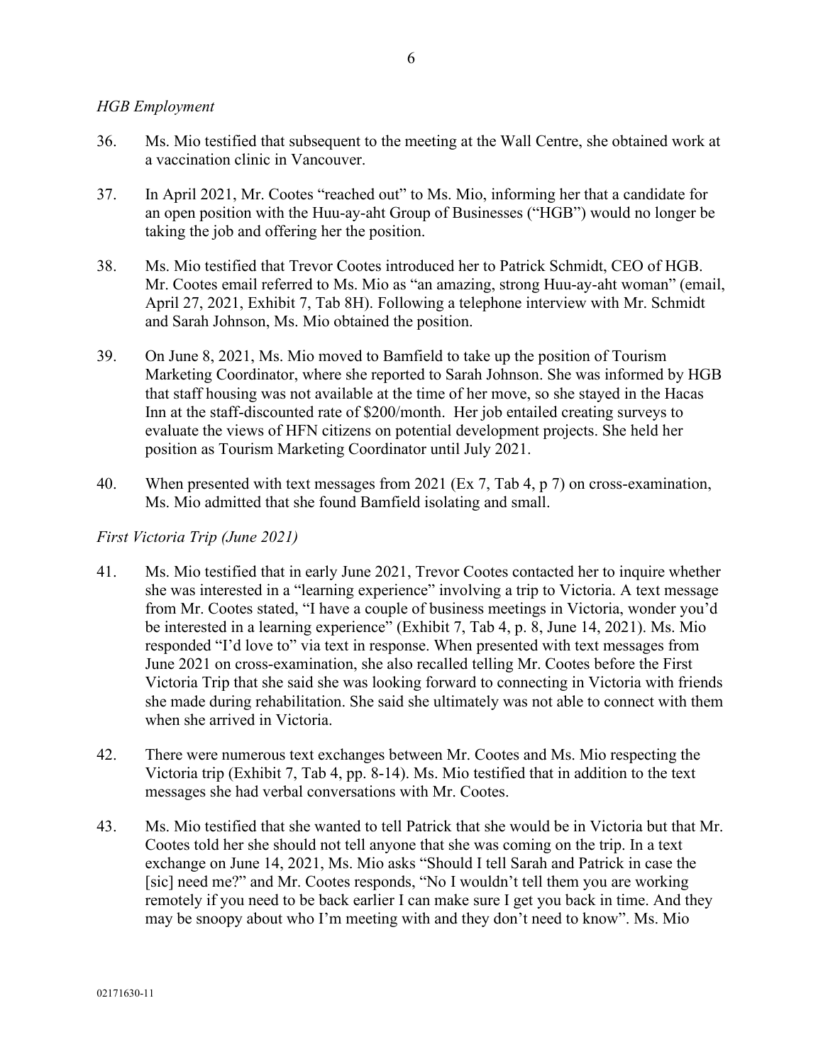*HGB Employment*

36. Ms. Mio testified that subsequent to the meeting at the Wall Centre, she obtained work at a vaccination clinic in Vancouver.

37. In April 2021, Mr. Cootes "reached out" to Ms. Mio, informing her that a candidate for an open position with the Huu-ay-aht Group of Businesses ("HGB") would no longer be taking the job and offering her the position.

38. Ms. Mio testified that Trevor Cootes introduced her to Patrick Schmidt, CEO of HGB. Mr. Cootes email referred to Ms. Mio as "an amazing, strong Huu-ay-aht woman" (email, April 27, 2021, Exhibit 7, Tab 8H). Following a telephone interview with Mr. Schmidt and Sarah Johnson, Ms. Mio obtained the position.

39. On June 8, 2021, Ms. Mio moved to Bamfield to take up the position of Tourism Marketing Coordinator, where she reported to Sarah Johnson. She was informed by HGB that staff housing was not available at the time of her move, so she stayed in the Hacas Inn at the staff-discounted rate of $200/month. Her job entailed creating surveys to evaluate the views of HFN citizens on potential development projects. She held her position as Tourism Marketing Coordinator until July 2021.

40. When presented with text messages from 2021 (Ex 7, Tab 4, p 7) on cross-examination, Ms. Mio admitted that she found Bamfield isolating and small.

*First Victoria Trip (June 2021)*

41. Ms. Mio testified that in early June 2021, Trevor Cootes contacted her to inquire whether she was interested in a "learning experience" involving a trip to Victoria. A text message from Mr. Cootes stated, "I have a couple of business meetings in Victoria, wonder you'd be interested in a learning experience" (Exhibit 7, Tab 4, p. 8, June 14, 2021). Ms. Mio responded "I'd love to" via text in response. When presented with text messages from June 2021 on cross-examination, she also recalled telling Mr. Cootes before the First Victoria Trip that she said she was looking forward to connecting in Victoria with friends she made during rehabilitation. She said she ultimately was not able to connect with them when she arrived in Victoria.

42. There were numerous text exchanges between Mr. Cootes and Ms. Mio respecting the Victoria trip (Exhibit 7, Tab 4, pp. 8-14). Ms. Mio testified that in addition to the text messages she had verbal conversations with Mr. Cootes.

43. Ms. Mio testified that she wanted to tell Patrick that she would be in Victoria but that Mr. Cootes told her she should not tell anyone that she was coming on the trip. In a text exchange on June 14, 2021, Ms. Mio asks "Should I tell Sarah and Patrick in case the [sic] need me?" and Mr. Cootes responds, "No I wouldn't tell them you are working remotely if you need to be back earlier I can make sure I get you back in time. And they may be snoopy about who I'm meeting with and they don't need to know". Ms. Mio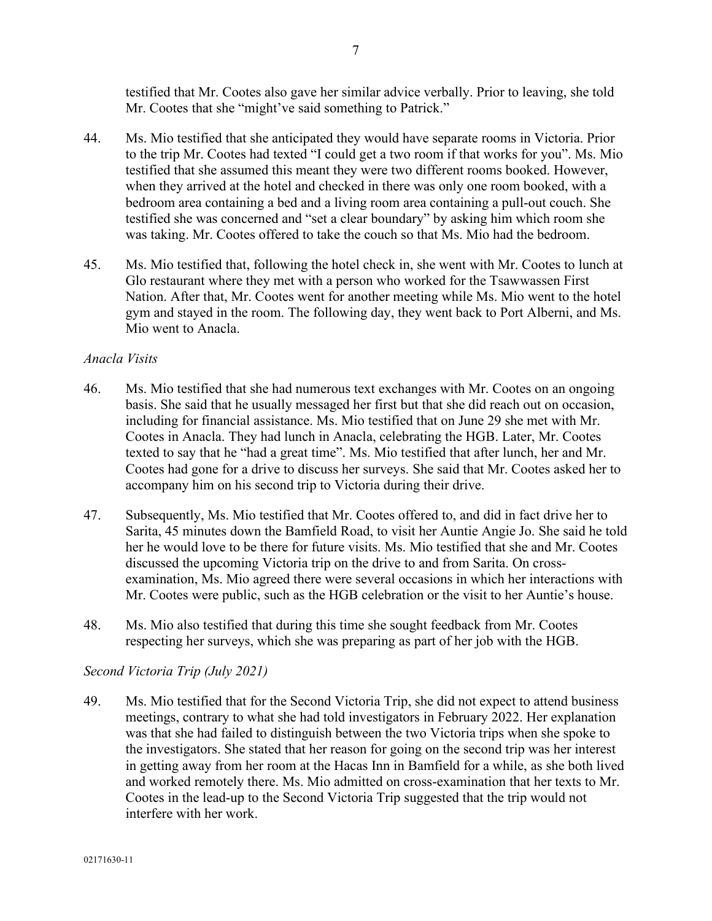testified that Mr. Cootes also gave her similar advice verbally. Prior to leaving, she told Mr. Cootes that she "might've said something to Patrick."

44. Ms. Mio testified that she anticipated they would have separate rooms in Victoria. Prior to the trip Mr. Cootes had texted "I could get a two room if that works for you". Ms. Mio testified that she assumed this meant they were two different rooms booked. However, when they arrived at the hotel and checked in there was only one room booked, with a bedroom area containing a bed and a living room area containing a pull-out couch. She testified she was concerned and "set a clear boundary" by asking him which room she was taking. Mr. Cootes offered to take the couch so that Ms. Mio had the bedroom.

45. Ms. Mio testified that, following the hotel check in, she went with Mr. Cootes to lunch at Glo restaurant where they met with a person who worked for the Tsawwassen First Nation. After that, Mr. Cootes went for another meeting while Ms. Mio went to the hotel gym and stayed in the room. The following day, they went back to Port Alberni, and Ms. Mio went to Anacla.

*Anacla Visits*

46. Ms. Mio testified that she had numerous text exchanges with Mr. Cootes on an ongoing basis. She said that he usually messaged her first but that she did reach out on occasion, including for financial assistance. Ms. Mio testified that on June 29 she met with Mr. Cootes in Anacla. They had lunch in Anacla, celebrating the HGB. Later, Mr. Cootes texted to say that he "had a great time". Ms. Mio testified that after lunch, her and Mr. Cootes had gone for a drive to discuss her surveys. She said that Mr. Cootes asked her to accompany him on his second trip to Victoria during their drive.

47. Subsequently, Ms. Mio testified that Mr. Cootes offered to, and did in fact drive her to Sarita, 45 minutes down the Bamfield Road, to visit her Auntie Angie Jo. She said he told her he would love to be there for future visits. Ms. Mio testified that she and Mr. Cootes discussed the upcoming Victoria trip on the drive to and from Sarita. On cross-examination, Ms. Mio agreed there were several occasions in which her interactions with Mr. Cootes were public, such as the HGB celebration or the visit to her Auntie's house.

48. Ms. Mio also testified that during this time she sought feedback from Mr. Cootes respecting her surveys, which she was preparing as part of her job with the HGB.

*Second Victoria Trip (July 2021)*

49. Ms. Mio testified that for the Second Victoria Trip, she did not expect to attend business meetings, contrary to what she had told investigators in February 2022. Her explanation was that she had failed to distinguish between the two Victoria trips when she spoke to the investigators. She stated that her reason for going on the second trip was her interest in getting away from her room at the Hacas Inn in Bamfield for a while, as she both lived and worked remotely there. Ms. Mio admitted on cross-examination that her texts to Mr. Cootes in the lead-up to the Second Victoria Trip suggested that the trip would not interfere with her work.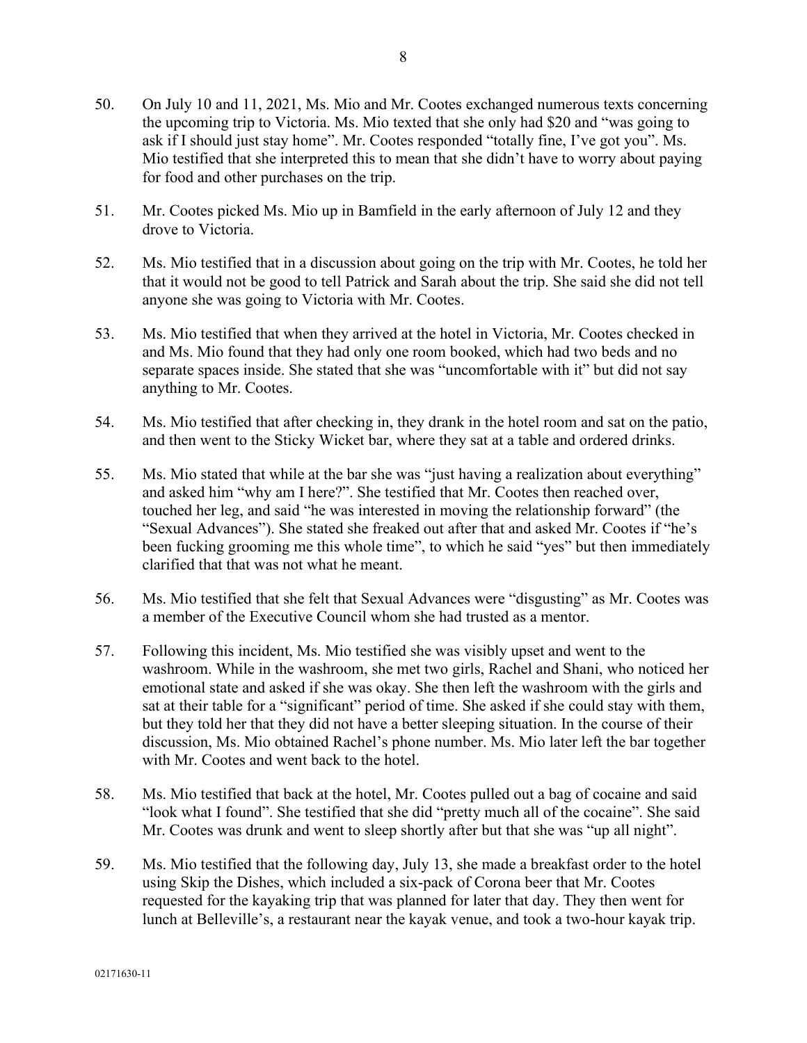50. On July 10 and 11, 2021, Ms. Mio and Mr. Cootes exchanged numerous texts concerning the upcoming trip to Victoria. Ms. Mio texted that she only had $20 and "was going to ask if I should just stay home". Mr. Cootes responded "totally fine, I've got you". Ms. Mio testified that she interpreted this to mean that she didn't have to worry about paying for food and other purchases on the trip.

51. Mr. Cootes picked Ms. Mio up in Bamfield in the early afternoon of July 12 and they drove to Victoria.

52. Ms. Mio testified that in a discussion about going on the trip with Mr. Cootes, he told her that it would not be good to tell Patrick and Sarah about the trip. She said she did not tell anyone she was going to Victoria with Mr. Cootes.

53. Ms. Mio testified that when they arrived at the hotel in Victoria, Mr. Cootes checked in and Ms. Mio found that they had only one room booked, which had two beds and no separate spaces inside. She stated that she was "uncomfortable with it" but did not say anything to Mr. Cootes.

54. Ms. Mio testified that after checking in, they drank in the hotel room and sat on the patio, and then went to the Sticky Wicket bar, where they sat at a table and ordered drinks.

55. Ms. Mio stated that while at the bar she was "just having a realization about everything" and asked him "why am I here?". She testified that Mr. Cootes then reached over, touched her leg, and said "he was interested in moving the relationship forward" (the "Sexual Advances"). She stated she freaked out after that and asked Mr. Cootes if "he's been fucking grooming me this whole time", to which he said "yes" but then immediately clarified that that was not what he meant.

56. Ms. Mio testified that she felt that Sexual Advances were "disgusting" as Mr. Cootes was a member of the Executive Council whom she had trusted as a mentor.

57. Following this incident, Ms. Mio testified she was visibly upset and went to the washroom. While in the washroom, she met two girls, Rachel and Shani, who noticed her emotional state and asked if she was okay. She then left the washroom with the girls and sat at their table for a "significant" period of time. She asked if she could stay with them, but they told her that they did not have a better sleeping situation. In the course of their discussion, Ms. Mio obtained Rachel's phone number. Ms. Mio later left the bar together with Mr. Cootes and went back to the hotel.

58. Ms. Mio testified that back at the hotel, Mr. Cootes pulled out a bag of cocaine and said "look what I found". She testified that she did "pretty much all of the cocaine". She said Mr. Cootes was drunk and went to sleep shortly after but that she was "up all night".

59. Ms. Mio testified that the following day, July 13, she made a breakfast order to the hotel using Skip the Dishes, which included a six-pack of Corona beer that Mr. Cootes requested for the kayaking trip that was planned for later that day. They then went for lunch at Belleville's, a restaurant near the kayak venue, and took a two-hour kayak trip.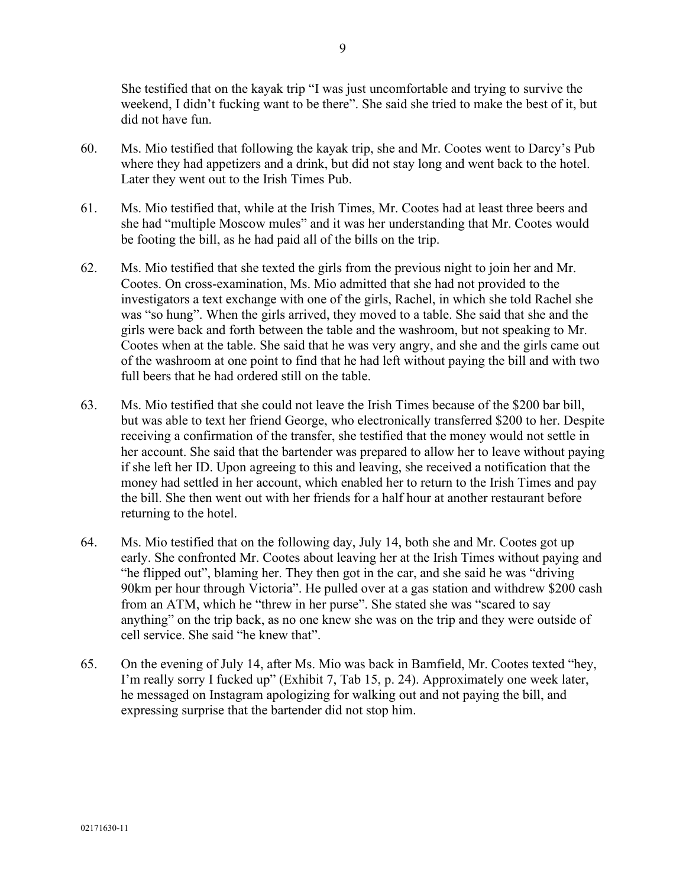She testified that on the kayak trip "I was just uncomfortable and trying to survive the weekend, I didn't fucking want to be there". She said she tried to make the best of it, but did not have fun.

60. Ms. Mio testified that following the kayak trip, she and Mr. Cootes went to Darcy's Pub where they had appetizers and a drink, but did not stay long and went back to the hotel. Later they went out to the Irish Times Pub.

61. Ms. Mio testified that, while at the Irish Times, Mr. Cootes had at least three beers and she had "multiple Moscow mules" and it was her understanding that Mr. Cootes would be footing the bill, as he had paid all of the bills on the trip.

62. Ms. Mio testified that she texted the girls from the previous night to join her and Mr. Cootes. On cross-examination, Ms. Mio admitted that she had not provided to the investigators a text exchange with one of the girls, Rachel, in which she told Rachel she was "so hung". When the girls arrived, they moved to a table. She said that she and the girls were back and forth between the table and the washroom, but not speaking to Mr. Cootes when at the table. She said that he was very angry, and she and the girls came out of the washroom at one point to find that he had left without paying the bill and with two full beers that he had ordered still on the table.

63. Ms. Mio testified that she could not leave the Irish Times because of the $200 bar bill, but was able to text her friend George, who electronically transferred $200 to her. Despite receiving a confirmation of the transfer, she testified that the money would not settle in her account. She said that the bartender was prepared to allow her to leave without paying if she left her ID. Upon agreeing to this and leaving, she received a notification that the money had settled in her account, which enabled her to return to the Irish Times and pay the bill. She then went out with her friends for a half hour at another restaurant before returning to the hotel.

64. Ms. Mio testified that on the following day, July 14, both she and Mr. Cootes got up early. She confronted Mr. Cootes about leaving her at the Irish Times without paying and "he flipped out", blaming her. They then got in the car, and she said he was "driving 90km per hour through Victoria". He pulled over at a gas station and withdrew $200 cash from an ATM, which he "threw in her purse". She stated she was "scared to say anything" on the trip back, as no one knew she was on the trip and they were outside of cell service. She said "he knew that".

65. On the evening of July 14, after Ms. Mio was back in Bamfield, Mr. Cootes texted "hey, I'm really sorry I fucked up" (Exhibit 7, Tab 15, p. 24). Approximately one week later, he messaged on Instagram apologizing for walking out and not paying the bill, and expressing surprise that the bartender did not stop him.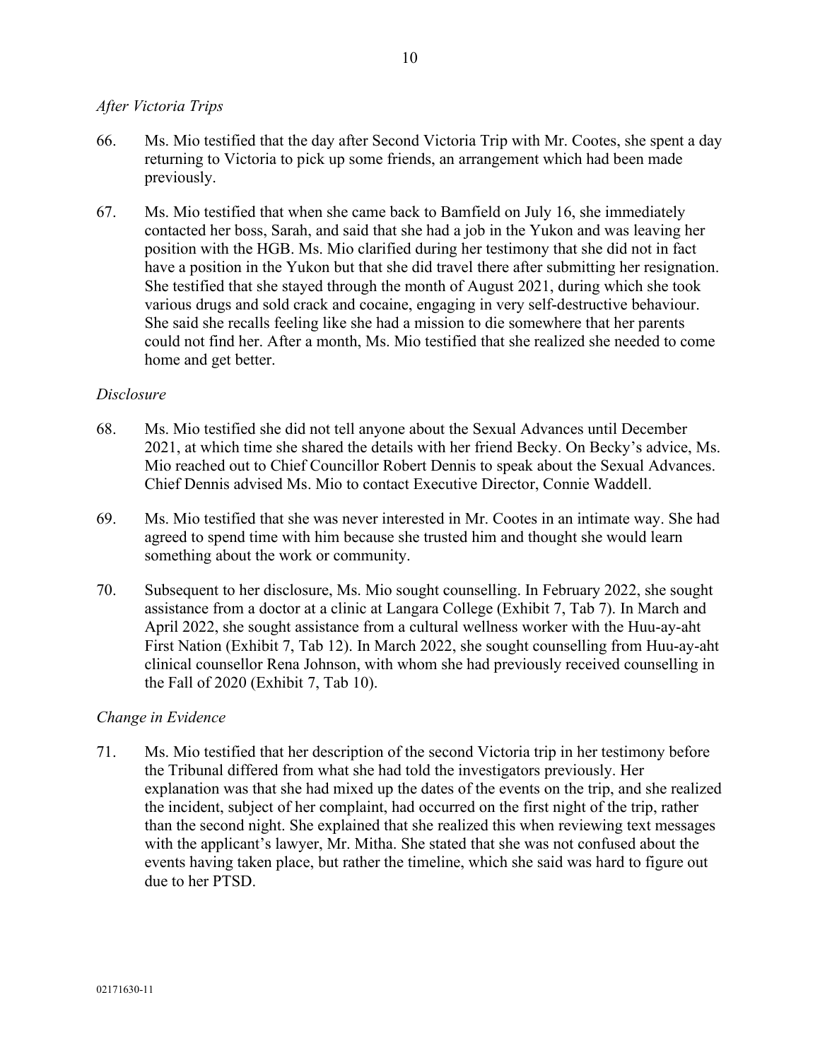*After Victoria Trips*

66. Ms. Mio testified that the day after Second Victoria Trip with Mr. Cootes, she spent a day returning to Victoria to pick up some friends, an arrangement which had been made previously.

67. Ms. Mio testified that when she came back to Bamfield on July 16, she immediately contacted her boss, Sarah, and said that she had a job in the Yukon and was leaving her position with the HGB. Ms. Mio clarified during her testimony that she did not in fact have a position in the Yukon but that she did travel there after submitting her resignation. She testified that she stayed through the month of August 2021, during which she took various drugs and sold crack and cocaine, engaging in very self-destructive behaviour. She said she recalls feeling like she had a mission to die somewhere that her parents could not find her. After a month, Ms. Mio testified that she realized she needed to come home and get better.

*Disclosure*

68. Ms. Mio testified she did not tell anyone about the Sexual Advances until December 2021, at which time she shared the details with her friend Becky. On Becky's advice, Ms. Mio reached out to Chief Councillor Robert Dennis to speak about the Sexual Advances. Chief Dennis advised Ms. Mio to contact Executive Director, Connie Waddell.

69. Ms. Mio testified that she was never interested in Mr. Cootes in an intimate way. She had agreed to spend time with him because she trusted him and thought she would learn something about the work or community.

70. Subsequent to her disclosure, Ms. Mio sought counselling. In February 2022, she sought assistance from a doctor at a clinic at Langara College (Exhibit 7, Tab 7). In March and April 2022, she sought assistance from a cultural wellness worker with the Huu-ay-aht First Nation (Exhibit 7, Tab 12). In March 2022, she sought counselling from Huu-ay-aht clinical counsellor Rena Johnson, with whom she had previously received counselling in the Fall of 2020 (Exhibit 7, Tab 10).

*Change in Evidence*

71. Ms. Mio testified that her description of the second Victoria trip in her testimony before the Tribunal differed from what she had told the investigators previously. Her explanation was that she had mixed up the dates of the events on the trip, and she realized the incident, subject of her complaint, had occurred on the first night of the trip, rather than the second night. She explained that she realized this when reviewing text messages with the applicant's lawyer, Mr. Mitha. She stated that she was not confused about the events having taken place, but rather the timeline, which she said was hard to figure out due to her PTSD.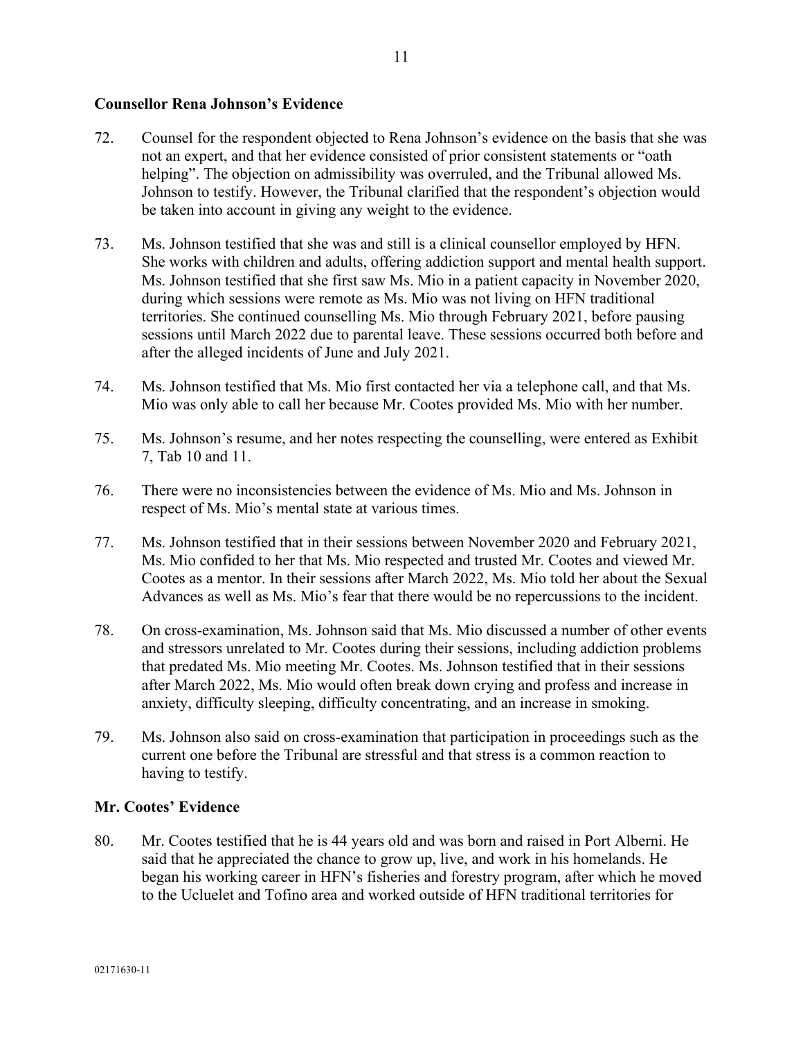**Counsellor Rena Johnson's Evidence**

72. Counsel for the respondent objected to Rena Johnson's evidence on the basis that she was not an expert, and that her evidence consisted of prior consistent statements or "oath helping". The objection on admissibility was overruled, and the Tribunal allowed Ms. Johnson to testify. However, the Tribunal clarified that the respondent's objection would be taken into account in giving any weight to the evidence.

73. Ms. Johnson testified that she was and still is a clinical counsellor employed by HFN. She works with children and adults, offering addiction support and mental health support. Ms. Johnson testified that she first saw Ms. Mio in a patient capacity in November 2020, during which sessions were remote as Ms. Mio was not living on HFN traditional territories. She continued counselling Ms. Mio through February 2021, before pausing sessions until March 2022 due to parental leave. These sessions occurred both before and after the alleged incidents of June and July 2021.

74. Ms. Johnson testified that Ms. Mio first contacted her via a telephone call, and that Ms. Mio was only able to call her because Mr. Cootes provided Ms. Mio with her number.

75. Ms. Johnson's resume, and her notes respecting the counselling, were entered as Exhibit 7, Tab 10 and 11.

76. There were no inconsistencies between the evidence of Ms. Mio and Ms. Johnson in respect of Ms. Mio's mental state at various times.

77. Ms. Johnson testified that in their sessions between November 2020 and February 2021, Ms. Mio confided to her that Ms. Mio respected and trusted Mr. Cootes and viewed Mr. Cootes as a mentor. In their sessions after March 2022, Ms. Mio told her about the Sexual Advances as well as Ms. Mio's fear that there would be no repercussions to the incident.

78. On cross-examination, Ms. Johnson said that Ms. Mio discussed a number of other events and stressors unrelated to Mr. Cootes during their sessions, including addiction problems that predated Ms. Mio meeting Mr. Cootes. Ms. Johnson testified that in their sessions after March 2022, Ms. Mio would often break down crying and profess and increase in anxiety, difficulty sleeping, difficulty concentrating, and an increase in smoking.

79. Ms. Johnson also said on cross-examination that participation in proceedings such as the current one before the Tribunal are stressful and that stress is a common reaction to having to testify.

**Mr. Cootes' Evidence**

80. Mr. Cootes testified that he is 44 years old and was born and raised in Port Alberni. He said that he appreciated the chance to grow up, live, and work in his homelands. He began his working career in HFN's fisheries and forestry program, after which he moved to the Ucluelet and Tofino area and worked outside of HFN traditional territories for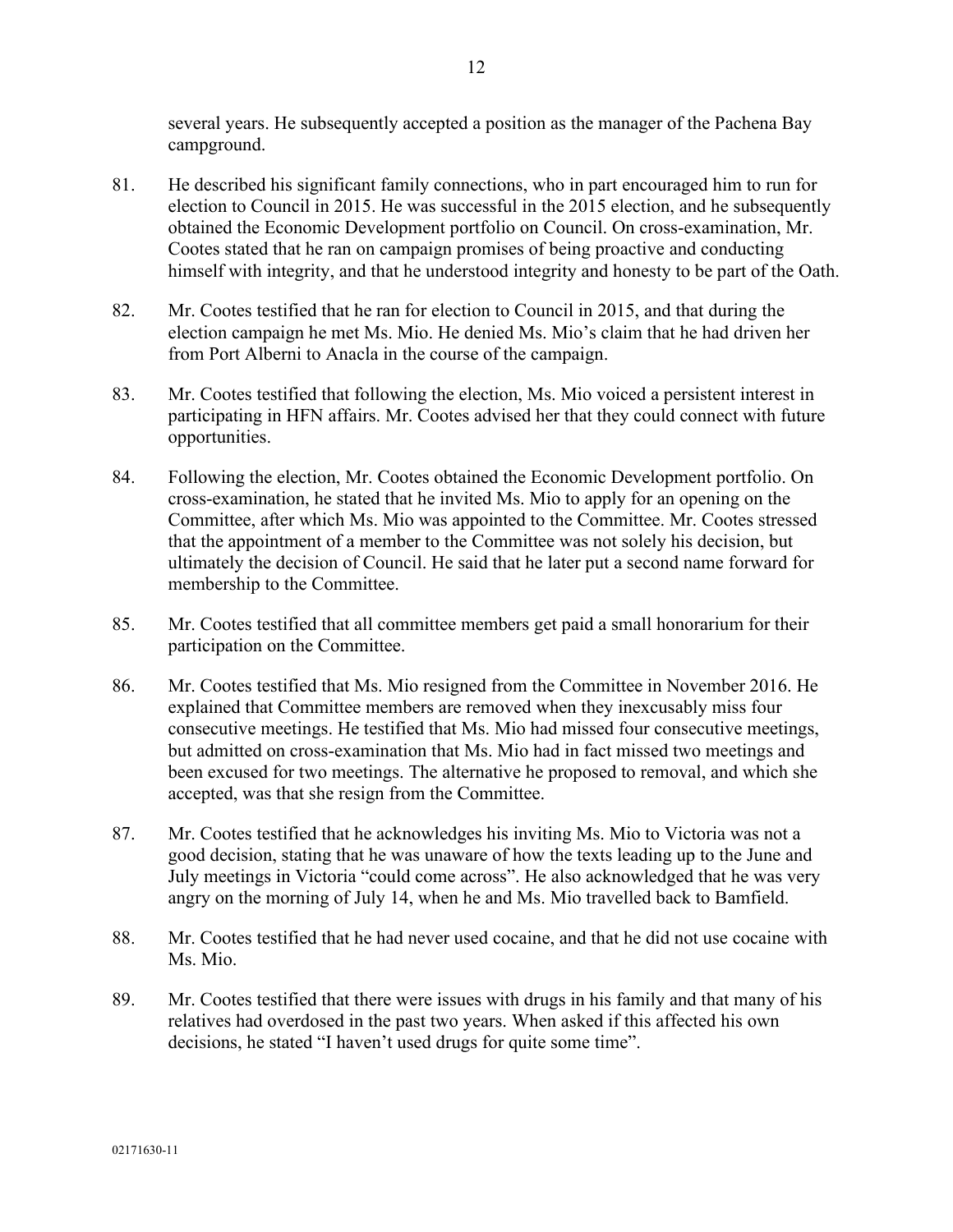several years. He subsequently accepted a position as the manager of the Pachena Bay campground.

81. He described his significant family connections, who in part encouraged him to run for election to Council in 2015. He was successful in the 2015 election, and he subsequently obtained the Economic Development portfolio on Council. On cross-examination, Mr. Cootes stated that he ran on campaign promises of being proactive and conducting himself with integrity, and that he understood integrity and honesty to be part of the Oath.

82. Mr. Cootes testified that he ran for election to Council in 2015, and that during the election campaign he met Ms. Mio. He denied Ms. Mio's claim that he had driven her from Port Alberni to Anacla in the course of the campaign.

83. Mr. Cootes testified that following the election, Ms. Mio voiced a persistent interest in participating in HFN affairs. Mr. Cootes advised her that they could connect with future opportunities.

84. Following the election, Mr. Cootes obtained the Economic Development portfolio. On cross-examination, he stated that he invited Ms. Mio to apply for an opening on the Committee, after which Ms. Mio was appointed to the Committee. Mr. Cootes stressed that the appointment of a member to the Committee was not solely his decision, but ultimately the decision of Council. He said that he later put a second name forward for membership to the Committee.

85. Mr. Cootes testified that all committee members get paid a small honorarium for their participation on the Committee.

86. Mr. Cootes testified that Ms. Mio resigned from the Committee in November 2016. He explained that Committee members are removed when they inexcusably miss four consecutive meetings. He testified that Ms. Mio had missed four consecutive meetings, but admitted on cross-examination that Ms. Mio had in fact missed two meetings and been excused for two meetings. The alternative he proposed to removal, and which she accepted, was that she resign from the Committee.

87. Mr. Cootes testified that he acknowledges his inviting Ms. Mio to Victoria was not a good decision, stating that he was unaware of how the texts leading up to the June and July meetings in Victoria "could come across". He also acknowledged that he was very angry on the morning of July 14, when he and Ms. Mio travelled back to Bamfield.

88. Mr. Cootes testified that he had never used cocaine, and that he did not use cocaine with Ms. Mio.

89. Mr. Cootes testified that there were issues with drugs in his family and that many of his relatives had overdosed in the past two years. When asked if this affected his own decisions, he stated "I haven't used drugs for quite some time".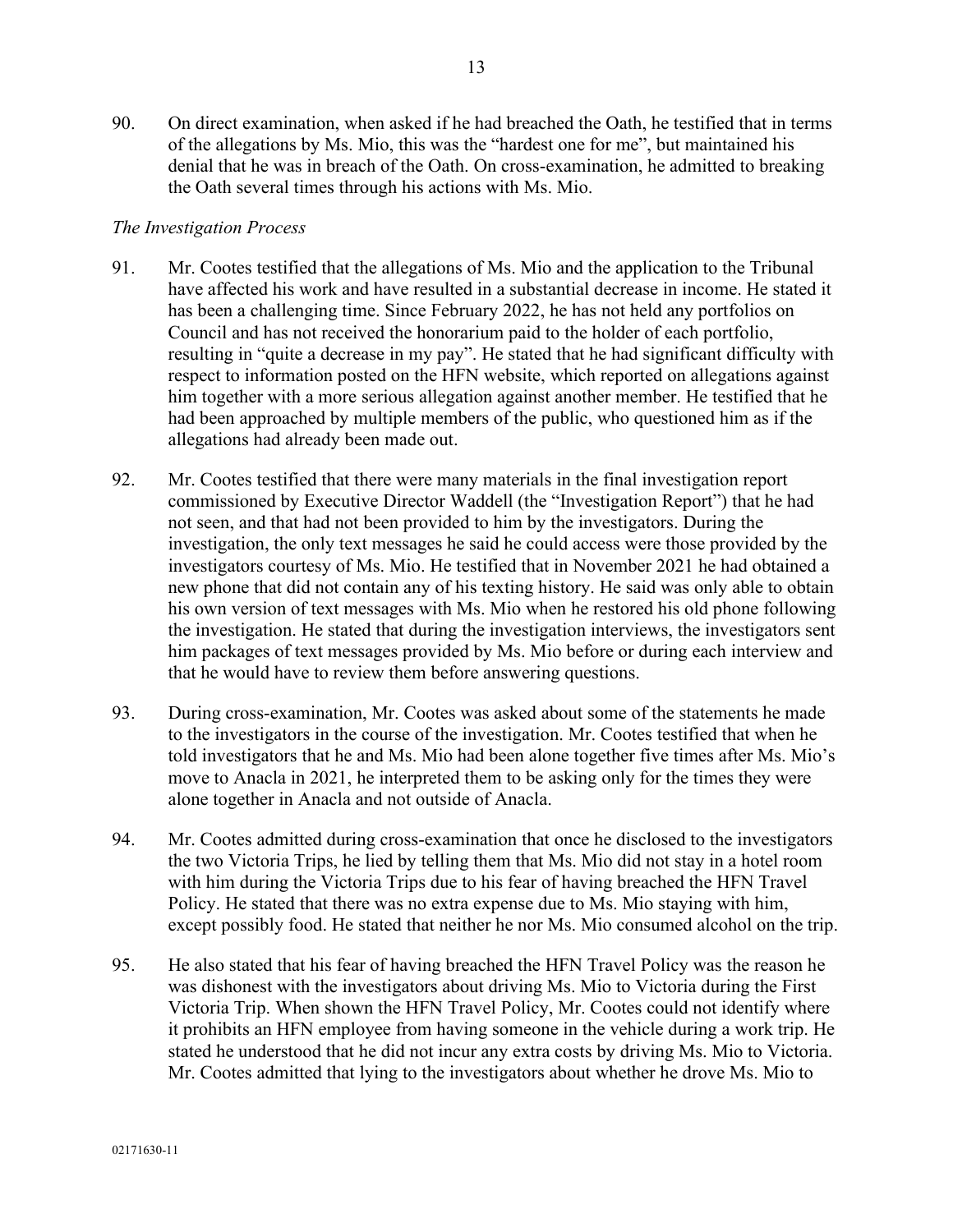90. On direct examination, when asked if he had breached the Oath, he testified that in terms of the allegations by Ms. Mio, this was the "hardest one for me", but maintained his denial that he was in breach of the Oath. On cross-examination, he admitted to breaking the Oath several times through his actions with Ms. Mio.

*The Investigation Process*

91. Mr. Cootes testified that the allegations of Ms. Mio and the application to the Tribunal have affected his work and have resulted in a substantial decrease in income. He stated it has been a challenging time. Since February 2022, he has not held any portfolios on Council and has not received the honorarium paid to the holder of each portfolio, resulting in "quite a decrease in my pay". He stated that he had significant difficulty with respect to information posted on the HFN website, which reported on allegations against him together with a more serious allegation against another member. He testified that he had been approached by multiple members of the public, who questioned him as if the allegations had already been made out.

92. Mr. Cootes testified that there were many materials in the final investigation report commissioned by Executive Director Waddell (the "Investigation Report") that he had not seen, and that had not been provided to him by the investigators. During the investigation, the only text messages he said he could access were those provided by the investigators courtesy of Ms. Mio. He testified that in November 2021 he had obtained a new phone that did not contain any of his texting history. He said was only able to obtain his own version of text messages with Ms. Mio when he restored his old phone following the investigation. He stated that during the investigation interviews, the investigators sent him packages of text messages provided by Ms. Mio before or during each interview and that he would have to review them before answering questions.

93. During cross-examination, Mr. Cootes was asked about some of the statements he made to the investigators in the course of the investigation. Mr. Cootes testified that when he told investigators that he and Ms. Mio had been alone together five times after Ms. Mio's move to Anacla in 2021, he interpreted them to be asking only for the times they were alone together in Anacla and not outside of Anacla.

94. Mr. Cootes admitted during cross-examination that once he disclosed to the investigators the two Victoria Trips, he lied by telling them that Ms. Mio did not stay in a hotel room with him during the Victoria Trips due to his fear of having breached the HFN Travel Policy. He stated that there was no extra expense due to Ms. Mio staying with him, except possibly food. He stated that neither he nor Ms. Mio consumed alcohol on the trip.

95. He also stated that his fear of having breached the HFN Travel Policy was the reason he was dishonest with the investigators about driving Ms. Mio to Victoria during the First Victoria Trip. When shown the HFN Travel Policy, Mr. Cootes could not identify where it prohibits an HFN employee from having someone in the vehicle during a work trip. He stated he understood that he did not incur any extra costs by driving Ms. Mio to Victoria. Mr. Cootes admitted that lying to the investigators about whether he drove Ms. Mio to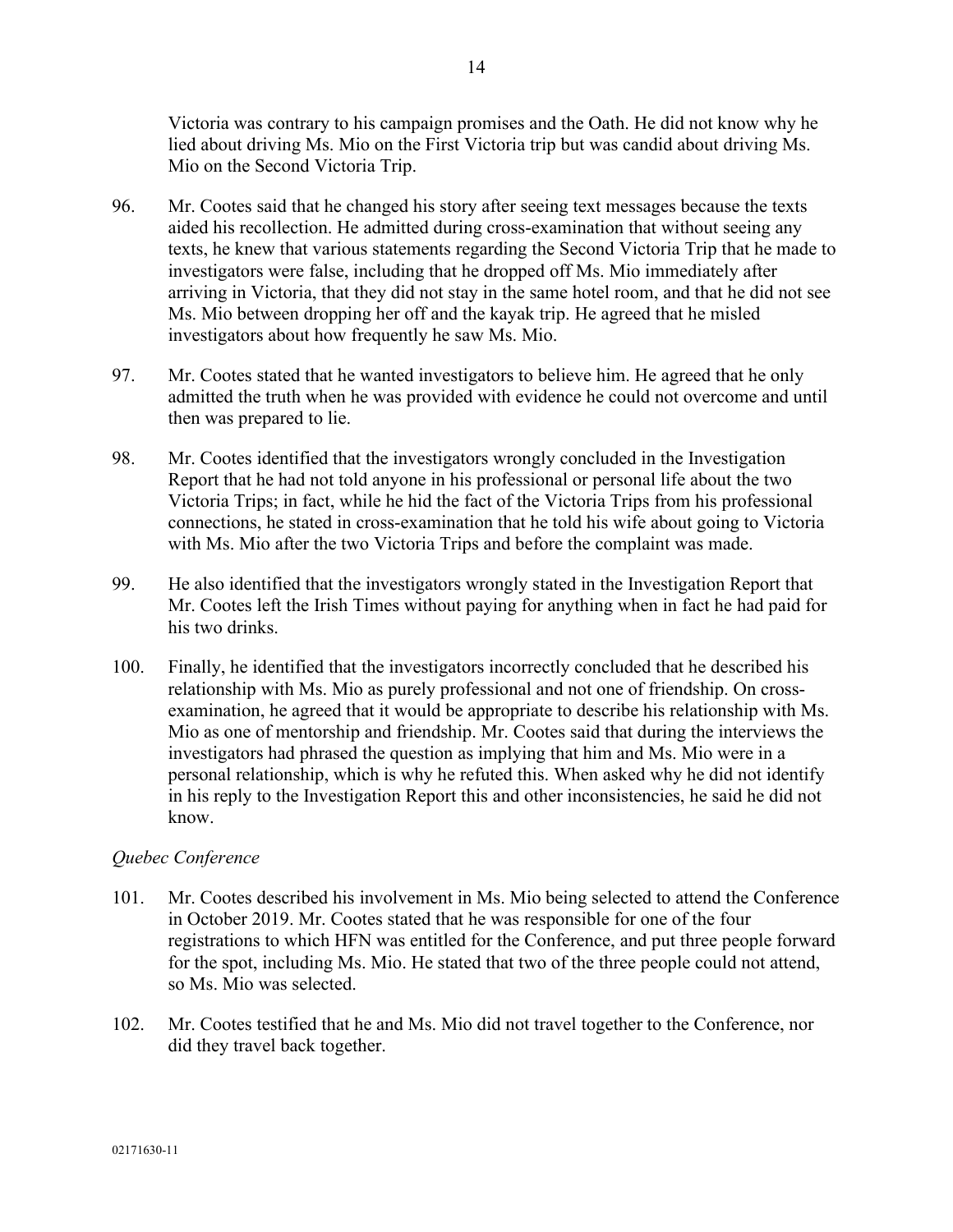Victoria was contrary to his campaign promises and the Oath. He did not know why he lied about driving Ms. Mio on the First Victoria trip but was candid about driving Ms. Mio on the Second Victoria Trip.

96. Mr. Cootes said that he changed his story after seeing text messages because the texts aided his recollection. He admitted during cross-examination that without seeing any texts, he knew that various statements regarding the Second Victoria Trip that he made to investigators were false, including that he dropped off Ms. Mio immediately after arriving in Victoria, that they did not stay in the same hotel room, and that he did not see Ms. Mio between dropping her off and the kayak trip. He agreed that he misled investigators about how frequently he saw Ms. Mio.

97. Mr. Cootes stated that he wanted investigators to believe him. He agreed that he only admitted the truth when he was provided with evidence he could not overcome and until then was prepared to lie.

98. Mr. Cootes identified that the investigators wrongly concluded in the Investigation Report that he had not told anyone in his professional or personal life about the two Victoria Trips; in fact, while he hid the fact of the Victoria Trips from his professional connections, he stated in cross-examination that he told his wife about going to Victoria with Ms. Mio after the two Victoria Trips and before the complaint was made.

99. He also identified that the investigators wrongly stated in the Investigation Report that Mr. Cootes left the Irish Times without paying for anything when in fact he had paid for his two drinks.

100. Finally, he identified that the investigators incorrectly concluded that he described his relationship with Ms. Mio as purely professional and not one of friendship. On cross-examination, he agreed that it would be appropriate to describe his relationship with Ms. Mio as one of mentorship and friendship. Mr. Cootes said that during the interviews the investigators had phrased the question as implying that him and Ms. Mio were in a personal relationship, which is why he refuted this. When asked why he did not identify in his reply to the Investigation Report this and other inconsistencies, he said he did not know.

*Quebec Conference*

101. Mr. Cootes described his involvement in Ms. Mio being selected to attend the Conference in October 2019. Mr. Cootes stated that he was responsible for one of the four registrations to which HFN was entitled for the Conference, and put three people forward for the spot, including Ms. Mio. He stated that two of the three people could not attend, so Ms. Mio was selected.

102. Mr. Cootes testified that he and Ms. Mio did not travel together to the Conference, nor did they travel back together.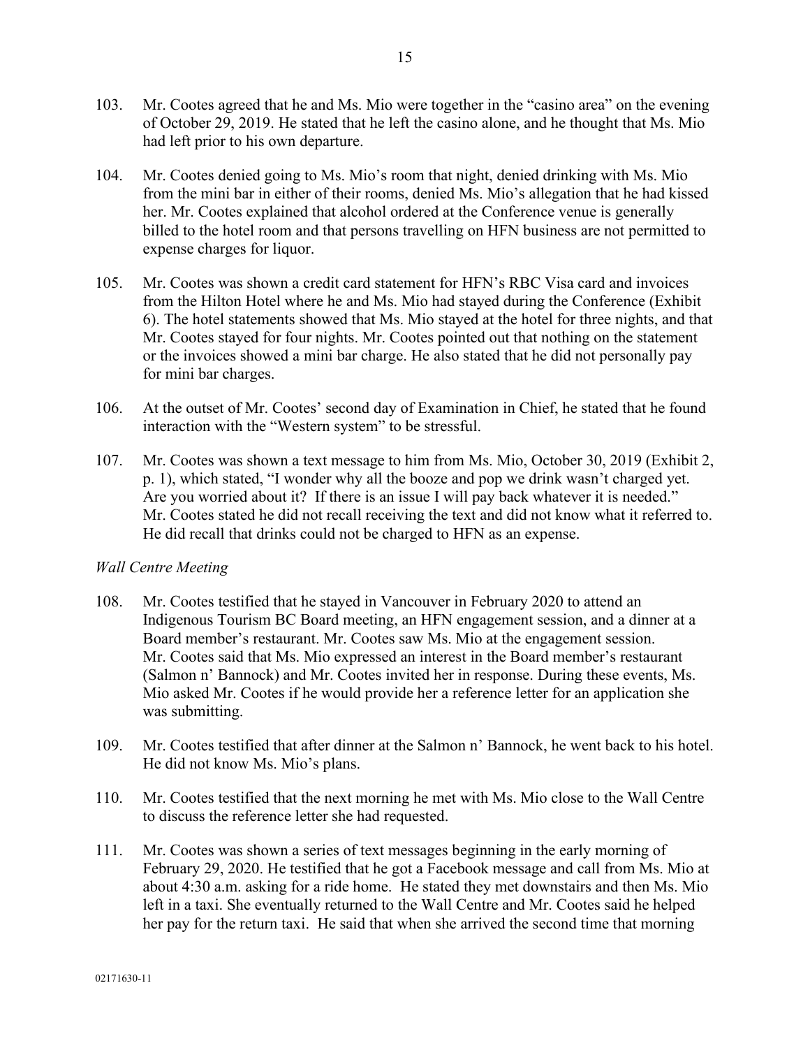103. Mr. Cootes agreed that he and Ms. Mio were together in the "casino area" on the evening of October 29, 2019. He stated that he left the casino alone, and he thought that Ms. Mio had left prior to his own departure.

104. Mr. Cootes denied going to Ms. Mio's room that night, denied drinking with Ms. Mio from the mini bar in either of their rooms, denied Ms. Mio's allegation that he had kissed her. Mr. Cootes explained that alcohol ordered at the Conference venue is generally billed to the hotel room and that persons travelling on HFN business are not permitted to expense charges for liquor.

105. Mr. Cootes was shown a credit card statement for HFN's RBC Visa card and invoices from the Hilton Hotel where he and Ms. Mio had stayed during the Conference (Exhibit 6). The hotel statements showed that Ms. Mio stayed at the hotel for three nights, and that Mr. Cootes stayed for four nights. Mr. Cootes pointed out that nothing on the statement or the invoices showed a mini bar charge. He also stated that he did not personally pay for mini bar charges.

106. At the outset of Mr. Cootes' second day of Examination in Chief, he stated that he found interaction with the "Western system" to be stressful.

107. Mr. Cootes was shown a text message to him from Ms. Mio, October 30, 2019 (Exhibit 2, p. 1), which stated, "I wonder why all the booze and pop we drink wasn't charged yet. Are you worried about it? If there is an issue I will pay back whatever it is needed." Mr. Cootes stated he did not recall receiving the text and did not know what it referred to. He did recall that drinks could not be charged to HFN as an expense.

*Wall Centre Meeting*

108. Mr. Cootes testified that he stayed in Vancouver in February 2020 to attend an Indigenous Tourism BC Board meeting, an HFN engagement session, and a dinner at a Board member's restaurant. Mr. Cootes saw Ms. Mio at the engagement session. Mr. Cootes said that Ms. Mio expressed an interest in the Board member's restaurant (Salmon n' Bannock) and Mr. Cootes invited her in response. During these events, Ms. Mio asked Mr. Cootes if he would provide her a reference letter for an application she was submitting.

109. Mr. Cootes testified that after dinner at the Salmon n' Bannock, he went back to his hotel. He did not know Ms. Mio's plans.

110. Mr. Cootes testified that the next morning he met with Ms. Mio close to the Wall Centre to discuss the reference letter she had requested.

111. Mr. Cootes was shown a series of text messages beginning in the early morning of February 29, 2020. He testified that he got a Facebook message and call from Ms. Mio at about 4:30 a.m. asking for a ride home. He stated they met downstairs and then Ms. Mio left in a taxi. She eventually returned to the Wall Centre and Mr. Cootes said he helped her pay for the return taxi. He said that when she arrived the second time that morning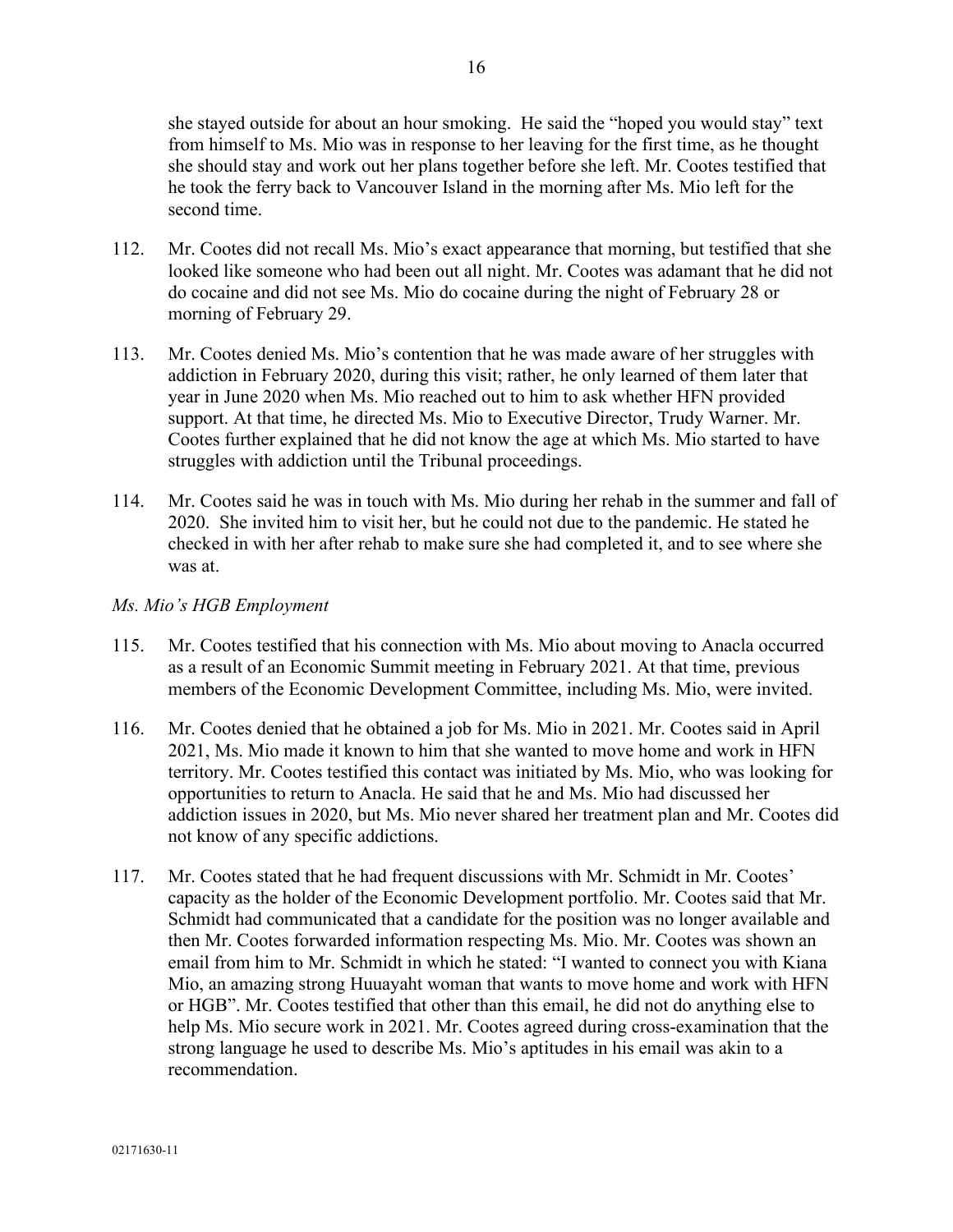she stayed outside for about an hour smoking. He said the "hoped you would stay" text from himself to Ms. Mio was in response to her leaving for the first time, as he thought she should stay and work out her plans together before she left. Mr. Cootes testified that he took the ferry back to Vancouver Island in the morning after Ms. Mio left for the second time.

112. Mr. Cootes did not recall Ms. Mio's exact appearance that morning, but testified that she looked like someone who had been out all night. Mr. Cootes was adamant that he did not do cocaine and did not see Ms. Mio do cocaine during the night of February 28 or morning of February 29.

113. Mr. Cootes denied Ms. Mio's contention that he was made aware of her struggles with addiction in February 2020, during this visit; rather, he only learned of them later that year in June 2020 when Ms. Mio reached out to him to ask whether HFN provided support. At that time, he directed Ms. Mio to Executive Director, Trudy Warner. Mr. Cootes further explained that he did not know the age at which Ms. Mio started to have struggles with addiction until the Tribunal proceedings.

114. Mr. Cootes said he was in touch with Ms. Mio during her rehab in the summer and fall of 2020. She invited him to visit her, but he could not due to the pandemic. He stated he checked in with her after rehab to make sure she had completed it, and to see where she was at.

*Ms. Mio's HGB Employment*

115. Mr. Cootes testified that his connection with Ms. Mio about moving to Anacla occurred as a result of an Economic Summit meeting in February 2021. At that time, previous members of the Economic Development Committee, including Ms. Mio, were invited.

116. Mr. Cootes denied that he obtained a job for Ms. Mio in 2021. Mr. Cootes said in April 2021, Ms. Mio made it known to him that she wanted to move home and work in HFN territory. Mr. Cootes testified this contact was initiated by Ms. Mio, who was looking for opportunities to return to Anacla. He said that he and Ms. Mio had discussed her addiction issues in 2020, but Ms. Mio never shared her treatment plan and Mr. Cootes did not know of any specific addictions.

117. Mr. Cootes stated that he had frequent discussions with Mr. Schmidt in Mr. Cootes' capacity as the holder of the Economic Development portfolio. Mr. Cootes said that Mr. Schmidt had communicated that a candidate for the position was no longer available and then Mr. Cootes forwarded information respecting Ms. Mio. Mr. Cootes was shown an email from him to Mr. Schmidt in which he stated: "I wanted to connect you with Kiana Mio, an amazing strong Huuayaht woman that wants to move home and work with HFN or HGB". Mr. Cootes testified that other than this email, he did not do anything else to help Ms. Mio secure work in 2021. Mr. Cootes agreed during cross-examination that the strong language he used to describe Ms. Mio's aptitudes in his email was akin to a recommendation.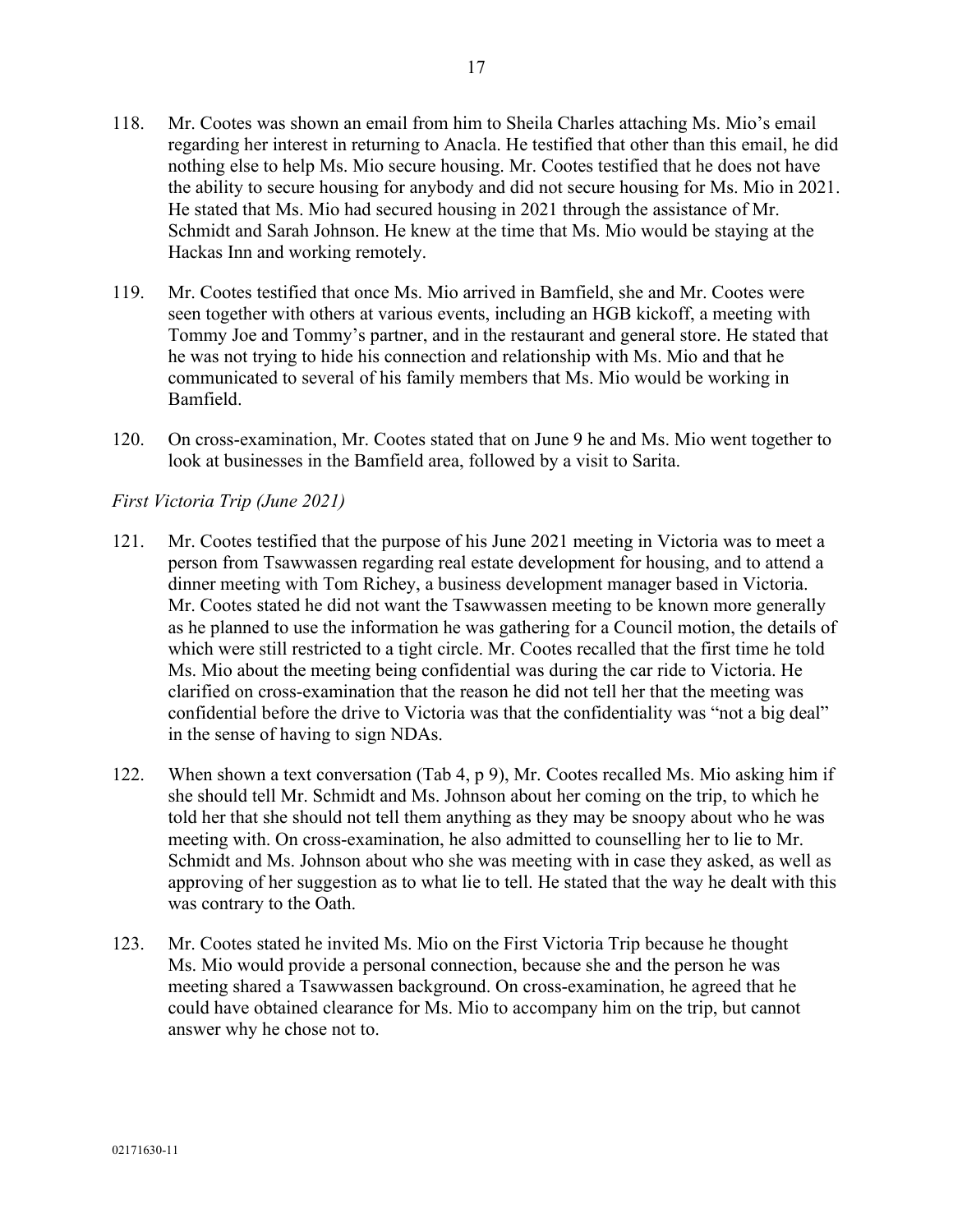118. Mr. Cootes was shown an email from him to Sheila Charles attaching Ms. Mio's email regarding her interest in returning to Anacla. He testified that other than this email, he did nothing else to help Ms. Mio secure housing. Mr. Cootes testified that he does not have the ability to secure housing for anybody and did not secure housing for Ms. Mio in 2021. He stated that Ms. Mio had secured housing in 2021 through the assistance of Mr. Schmidt and Sarah Johnson. He knew at the time that Ms. Mio would be staying at the Hackas Inn and working remotely.

119. Mr. Cootes testified that once Ms. Mio arrived in Bamfield, she and Mr. Cootes were seen together with others at various events, including an HGB kickoff, a meeting with Tommy Joe and Tommy's partner, and in the restaurant and general store. He stated that he was not trying to hide his connection and relationship with Ms. Mio and that he communicated to several of his family members that Ms. Mio would be working in Bamfield.

120. On cross-examination, Mr. Cootes stated that on June 9 he and Ms. Mio went together to look at businesses in the Bamfield area, followed by a visit to Sarita.

*First Victoria Trip (June 2021)*

121. Mr. Cootes testified that the purpose of his June 2021 meeting in Victoria was to meet a person from Tsawwassen regarding real estate development for housing, and to attend a dinner meeting with Tom Richey, a business development manager based in Victoria. Mr. Cootes stated he did not want the Tsawwassen meeting to be known more generally as he planned to use the information he was gathering for a Council motion, the details of which were still restricted to a tight circle. Mr. Cootes recalled that the first time he told Ms. Mio about the meeting being confidential was during the car ride to Victoria. He clarified on cross-examination that the reason he did not tell her that the meeting was confidential before the drive to Victoria was that the confidentiality was "not a big deal" in the sense of having to sign NDAs.

122. When shown a text conversation (Tab 4, p 9), Mr. Cootes recalled Ms. Mio asking him if she should tell Mr. Schmidt and Ms. Johnson about her coming on the trip, to which he told her that she should not tell them anything as they may be snoopy about who he was meeting with. On cross-examination, he also admitted to counselling her to lie to Mr. Schmidt and Ms. Johnson about who she was meeting with in case they asked, as well as approving of her suggestion as to what lie to tell. He stated that the way he dealt with this was contrary to the Oath.

123. Mr. Cootes stated he invited Ms. Mio on the First Victoria Trip because he thought Ms. Mio would provide a personal connection, because she and the person he was meeting shared a Tsawwassen background. On cross-examination, he agreed that he could have obtained clearance for Ms. Mio to accompany him on the trip, but cannot answer why he chose not to.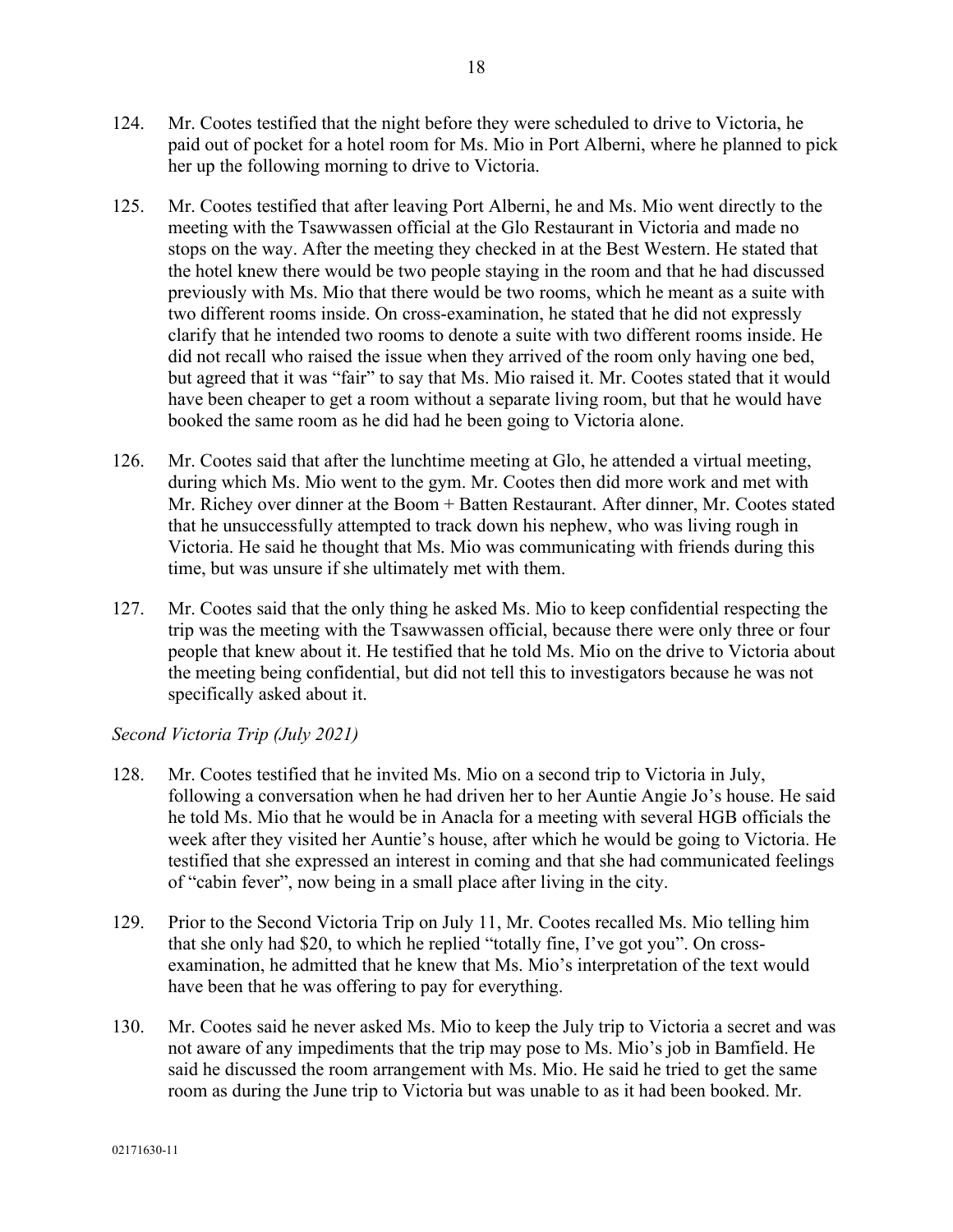124. Mr. Cootes testified that the night before they were scheduled to drive to Victoria, he paid out of pocket for a hotel room for Ms. Mio in Port Alberni, where he planned to pick her up the following morning to drive to Victoria.

125. Mr. Cootes testified that after leaving Port Alberni, he and Ms. Mio went directly to the meeting with the Tsawwassen official at the Glo Restaurant in Victoria and made no stops on the way. After the meeting they checked in at the Best Western. He stated that the hotel knew there would be two people staying in the room and that he had discussed previously with Ms. Mio that there would be two rooms, which he meant as a suite with two different rooms inside. On cross-examination, he stated that he did not expressly clarify that he intended two rooms to denote a suite with two different rooms inside. He did not recall who raised the issue when they arrived of the room only having one bed, but agreed that it was "fair" to say that Ms. Mio raised it. Mr. Cootes stated that it would have been cheaper to get a room without a separate living room, but that he would have booked the same room as he did had he been going to Victoria alone.

126. Mr. Cootes said that after the lunchtime meeting at Glo, he attended a virtual meeting, during which Ms. Mio went to the gym. Mr. Cootes then did more work and met with Mr. Richey over dinner at the Boom + Batten Restaurant. After dinner, Mr. Cootes stated that he unsuccessfully attempted to track down his nephew, who was living rough in Victoria. He said he thought that Ms. Mio was communicating with friends during this time, but was unsure if she ultimately met with them.

127. Mr. Cootes said that the only thing he asked Ms. Mio to keep confidential respecting the trip was the meeting with the Tsawwassen official, because there were only three or four people that knew about it. He testified that he told Ms. Mio on the drive to Victoria about the meeting being confidential, but did not tell this to investigators because he was not specifically asked about it.

*Second Victoria Trip (July 2021)*

128. Mr. Cootes testified that he invited Ms. Mio on a second trip to Victoria in July, following a conversation when he had driven her to her Auntie Angie Jo's house. He said he told Ms. Mio that he would be in Anacla for a meeting with several HGB officials the week after they visited her Auntie's house, after which he would be going to Victoria. He testified that she expressed an interest in coming and that she had communicated feelings of "cabin fever", now being in a small place after living in the city.

129. Prior to the Second Victoria Trip on July 11, Mr. Cootes recalled Ms. Mio telling him that she only had $20, to which he replied "totally fine, I've got you". On cross-examination, he admitted that he knew that Ms. Mio's interpretation of the text would have been that he was offering to pay for everything.

130. Mr. Cootes said he never asked Ms. Mio to keep the July trip to Victoria a secret and was not aware of any impediments that the trip may pose to Ms. Mio's job in Bamfield. He said he discussed the room arrangement with Ms. Mio. He said he tried to get the same room as during the June trip to Victoria but was unable to as it had been booked. Mr.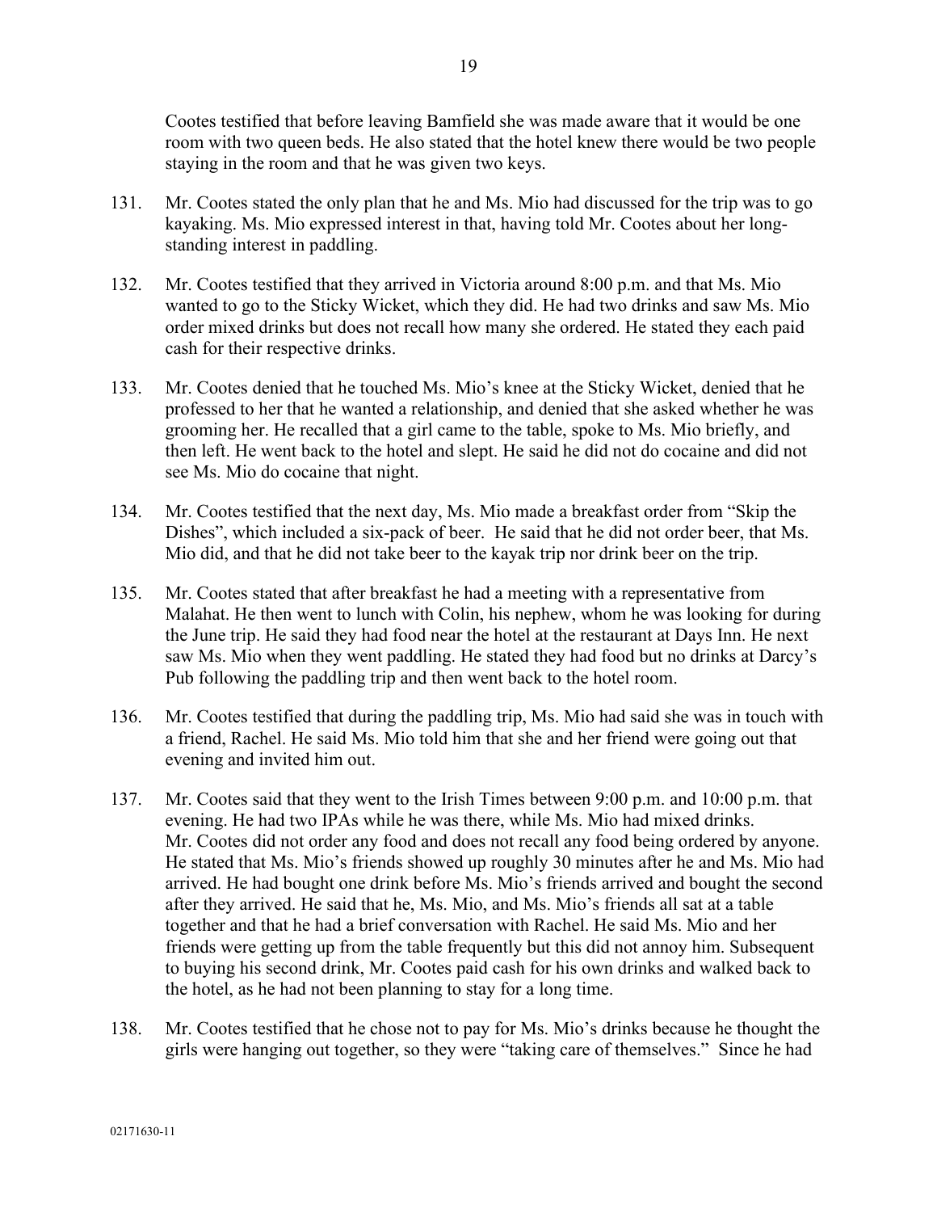Cootes testified that before leaving Bamfield she was made aware that it would be one room with two queen beds. He also stated that the hotel knew there would be two people staying in the room and that he was given two keys.

131. Mr. Cootes stated the only plan that he and Ms. Mio had discussed for the trip was to go kayaking. Ms. Mio expressed interest in that, having told Mr. Cootes about her long-standing interest in paddling.

132. Mr. Cootes testified that they arrived in Victoria around 8:00 p.m. and that Ms. Mio wanted to go to the Sticky Wicket, which they did. He had two drinks and saw Ms. Mio order mixed drinks but does not recall how many she ordered. He stated they each paid cash for their respective drinks.

133. Mr. Cootes denied that he touched Ms. Mio's knee at the Sticky Wicket, denied that he professed to her that he wanted a relationship, and denied that she asked whether he was grooming her. He recalled that a girl came to the table, spoke to Ms. Mio briefly, and then left. He went back to the hotel and slept. He said he did not do cocaine and did not see Ms. Mio do cocaine that night.

134. Mr. Cootes testified that the next day, Ms. Mio made a breakfast order from "Skip the Dishes", which included a six-pack of beer. He said that he did not order beer, that Ms. Mio did, and that he did not take beer to the kayak trip nor drink beer on the trip.

135. Mr. Cootes stated that after breakfast he had a meeting with a representative from Malahat. He then went to lunch with Colin, his nephew, whom he was looking for during the June trip. He said they had food near the hotel at the restaurant at Days Inn. He next saw Ms. Mio when they went paddling. He stated they had food but no drinks at Darcy's Pub following the paddling trip and then went back to the hotel room.

136. Mr. Cootes testified that during the paddling trip, Ms. Mio had said she was in touch with a friend, Rachel. He said Ms. Mio told him that she and her friend were going out that evening and invited him out.

137. Mr. Cootes said that they went to the Irish Times between 9:00 p.m. and 10:00 p.m. that evening. He had two IPAs while he was there, while Ms. Mio had mixed drinks. Mr. Cootes did not order any food and does not recall any food being ordered by anyone. He stated that Ms. Mio's friends showed up roughly 30 minutes after he and Ms. Mio had arrived. He had bought one drink before Ms. Mio's friends arrived and bought the second after they arrived. He said that he, Ms. Mio, and Ms. Mio's friends all sat at a table together and that he had a brief conversation with Rachel. He said Ms. Mio and her friends were getting up from the table frequently but this did not annoy him. Subsequent to buying his second drink, Mr. Cootes paid cash for his own drinks and walked back to the hotel, as he had not been planning to stay for a long time.

138. Mr. Cootes testified that he chose not to pay for Ms. Mio's drinks because he thought the girls were hanging out together, so they were "taking care of themselves." Since he had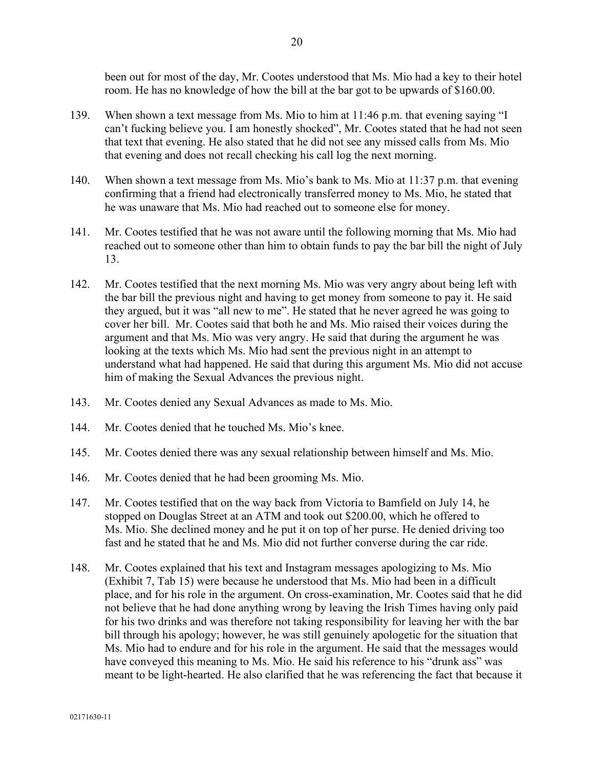been out for most of the day, Mr. Cootes understood that Ms. Mio had a key to their hotel room. He has no knowledge of how the bill at the bar got to be upwards of $160.00.

139. When shown a text message from Ms. Mio to him at 11:46 p.m. that evening saying "I can't fucking believe you. I am honestly shocked", Mr. Cootes stated that he had not seen that text that evening. He also stated that he did not see any missed calls from Ms. Mio that evening and does not recall checking his call log the next morning.

140. When shown a text message from Ms. Mio's bank to Ms. Mio at 11:37 p.m. that evening confirming that a friend had electronically transferred money to Ms. Mio, he stated that he was unaware that Ms. Mio had reached out to someone else for money.

141. Mr. Cootes testified that he was not aware until the following morning that Ms. Mio had reached out to someone other than him to obtain funds to pay the bar bill the night of July 13.

142. Mr. Cootes testified that the next morning Ms. Mio was very angry about being left with the bar bill the previous night and having to get money from someone to pay it. He said they argued, but it was "all new to me". He stated that he never agreed he was going to cover her bill. Mr. Cootes said that both he and Ms. Mio raised their voices during the argument and that Ms. Mio was very angry. He said that during the argument he was looking at the texts which Ms. Mio had sent the previous night in an attempt to understand what had happened. He said that during this argument Ms. Mio did not accuse him of making the Sexual Advances the previous night.

143. Mr. Cootes denied any Sexual Advances as made to Ms. Mio.

144. Mr. Cootes denied that he touched Ms. Mio's knee.

145. Mr. Cootes denied there was any sexual relationship between himself and Ms. Mio.

146. Mr. Cootes denied that he had been grooming Ms. Mio.

147. Mr. Cootes testified that on the way back from Victoria to Bamfield on July 14, he stopped on Douglas Street at an ATM and took out $200.00, which he offered to Ms. Mio. She declined money and he put it on top of her purse. He denied driving too fast and he stated that he and Ms. Mio did not further converse during the car ride.

148. Mr. Cootes explained that his text and Instagram messages apologizing to Ms. Mio (Exhibit 7, Tab 15) were because he understood that Ms. Mio had been in a difficult place, and for his role in the argument. On cross-examination, Mr. Cootes said that he did not believe that he had done anything wrong by leaving the Irish Times having only paid for his two drinks and was therefore not taking responsibility for leaving her with the bar bill through his apology; however, he was still genuinely apologetic for the situation that Ms. Mio had to endure and for his role in the argument. He said that the messages would have conveyed this meaning to Ms. Mio. He said his reference to his "drunk ass" was meant to be light-hearted. He also clarified that he was referencing the fact that because it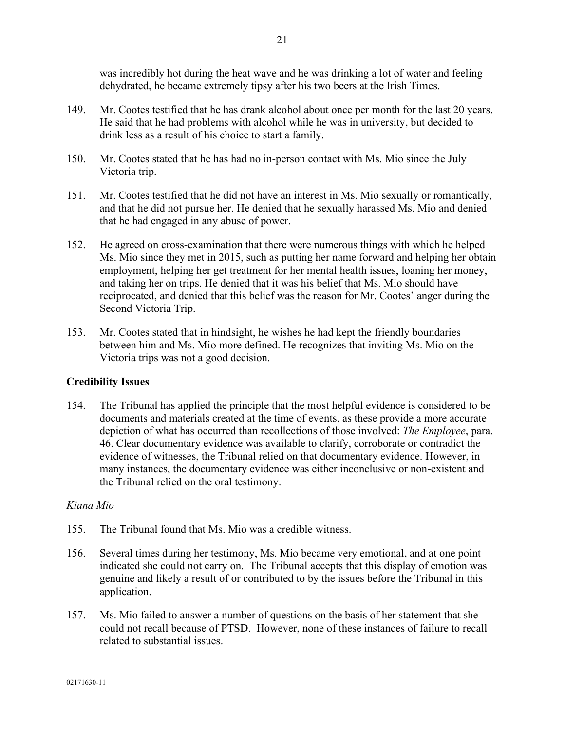was incredibly hot during the heat wave and he was drinking a lot of water and feeling dehydrated, he became extremely tipsy after his two beers at the Irish Times.

149. Mr. Cootes testified that he has drank alcohol about once per month for the last 20 years. He said that he had problems with alcohol while he was in university, but decided to drink less as a result of his choice to start a family.

150. Mr. Cootes stated that he has had no in-person contact with Ms. Mio since the July Victoria trip.

151. Mr. Cootes testified that he did not have an interest in Ms. Mio sexually or romantically, and that he did not pursue her. He denied that he sexually harassed Ms. Mio and denied that he had engaged in any abuse of power.

152. He agreed on cross-examination that there were numerous things with which he helped Ms. Mio since they met in 2015, such as putting her name forward and helping her obtain employment, helping her get treatment for her mental health issues, loaning her money, and taking her on trips. He denied that it was his belief that Ms. Mio should have reciprocated, and denied that this belief was the reason for Mr. Cootes' anger during the Second Victoria Trip.

153. Mr. Cootes stated that in hindsight, he wishes he had kept the friendly boundaries between him and Ms. Mio more defined. He recognizes that inviting Ms. Mio on the Victoria trips was not a good decision.

## Credibility Issues

154. The Tribunal has applied the principle that the most helpful evidence is considered to be documents and materials created at the time of events, as these provide a more accurate depiction of what has occurred than recollections of those involved: *The Employee*, para. 46. Clear documentary evidence was available to clarify, corroborate or contradict the evidence of witnesses, the Tribunal relied on that documentary evidence. However, in many instances, the documentary evidence was either inconclusive or non-existent and the Tribunal relied on the oral testimony.

### *Kiana Mio*

155. The Tribunal found that Ms. Mio was a credible witness.

156. Several times during her testimony, Ms. Mio became very emotional, and at one point indicated she could not carry on. The Tribunal accepts that this display of emotion was genuine and likely a result of or contributed to by the issues before the Tribunal in this application.

157. Ms. Mio failed to answer a number of questions on the basis of her statement that she could not recall because of PTSD. However, none of these instances of failure to recall related to substantial issues.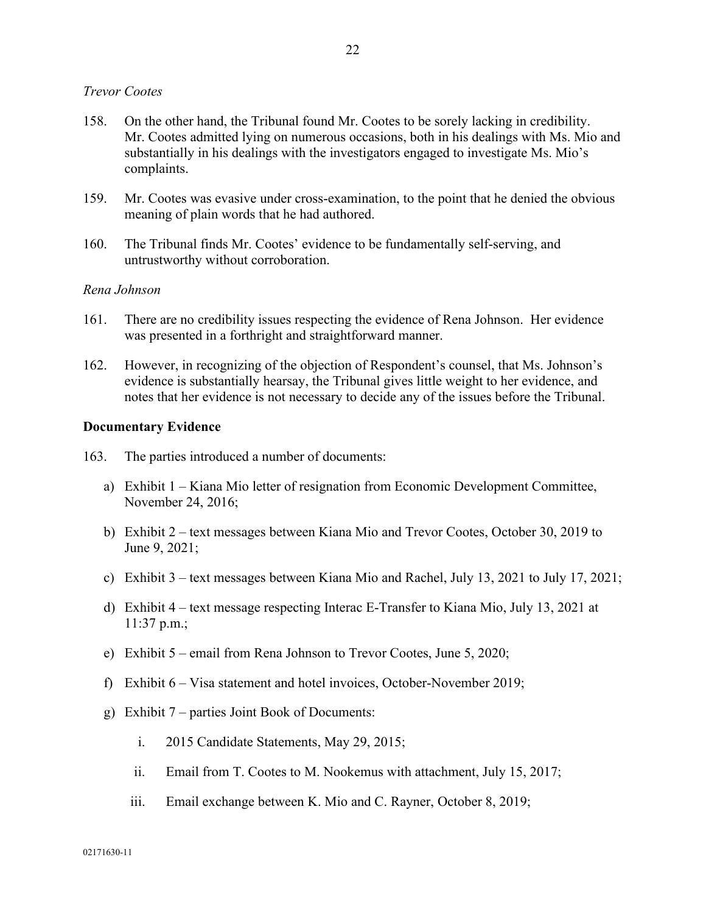*Trevor Cootes*

158. On the other hand, the Tribunal found Mr. Cootes to be sorely lacking in credibility. Mr. Cootes admitted lying on numerous occasions, both in his dealings with Ms. Mio and substantially in his dealings with the investigators engaged to investigate Ms. Mio's complaints.

159. Mr. Cootes was evasive under cross-examination, to the point that he denied the obvious meaning of plain words that he had authored.

160. The Tribunal finds Mr. Cootes' evidence to be fundamentally self-serving, and untrustworthy without corroboration.

*Rena Johnson*

161. There are no credibility issues respecting the evidence of Rena Johnson. Her evidence was presented in a forthright and straightforward manner.

162. However, in recognizing of the objection of Respondent's counsel, that Ms. Johnson's evidence is substantially hearsay, the Tribunal gives little weight to her evidence, and notes that her evidence is not necessary to decide any of the issues before the Tribunal.

**Documentary Evidence**

163. The parties introduced a number of documents:

a) Exhibit 1 – Kiana Mio letter of resignation from Economic Development Committee, November 24, 2016;

b) Exhibit 2 – text messages between Kiana Mio and Trevor Cootes, October 30, 2019 to June 9, 2021;

c) Exhibit 3 – text messages between Kiana Mio and Rachel, July 13, 2021 to July 17, 2021;

d) Exhibit 4 – text message respecting Interac E-Transfer to Kiana Mio, July 13, 2021 at 11:37 p.m.;

e) Exhibit 5 – email from Rena Johnson to Trevor Cootes, June 5, 2020;

f) Exhibit 6 – Visa statement and hotel invoices, October-November 2019;

g) Exhibit 7 – parties Joint Book of Documents:

   i. 2015 Candidate Statements, May 29, 2015;

   ii. Email from T. Cootes to M. Nookemus with attachment, July 15, 2017;

   iii. Email exchange between K. Mio and C. Rayner, October 8, 2019;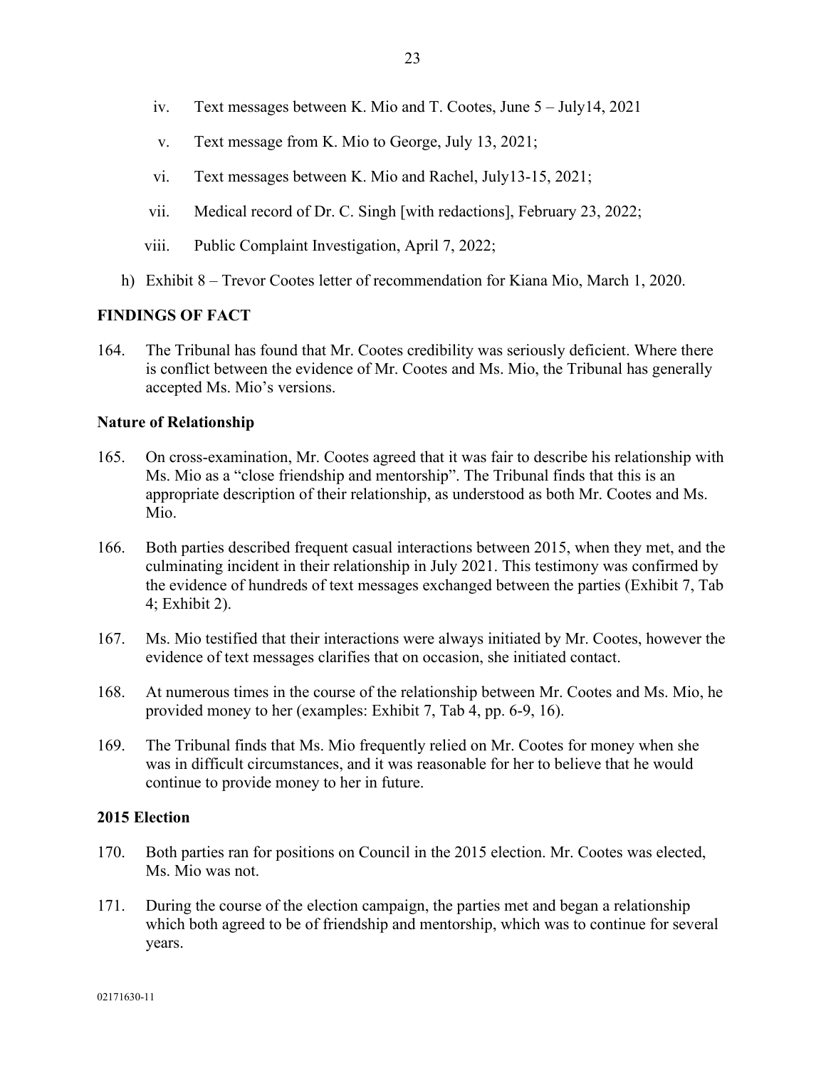iv. Text messages between K. Mio and T. Cootes, June 5 – July14, 2021

v. Text message from K. Mio to George, July 13, 2021;

vi. Text messages between K. Mio and Rachel, July13-15, 2021;

vii. Medical record of Dr. C. Singh [with redactions], February 23, 2022;

viii. Public Complaint Investigation, April 7, 2022;

h) Exhibit 8 – Trevor Cootes letter of recommendation for Kiana Mio, March 1, 2020.

## FINDINGS OF FACT

164. The Tribunal has found that Mr. Cootes credibility was seriously deficient. Where there is conflict between the evidence of Mr. Cootes and Ms. Mio, the Tribunal has generally accepted Ms. Mio's versions.

### Nature of Relationship

165. On cross-examination, Mr. Cootes agreed that it was fair to describe his relationship with Ms. Mio as a "close friendship and mentorship". The Tribunal finds that this is an appropriate description of their relationship, as understood as both Mr. Cootes and Ms. Mio.

166. Both parties described frequent casual interactions between 2015, when they met, and the culminating incident in their relationship in July 2021. This testimony was confirmed by the evidence of hundreds of text messages exchanged between the parties (Exhibit 7, Tab 4; Exhibit 2).

167. Ms. Mio testified that their interactions were always initiated by Mr. Cootes, however the evidence of text messages clarifies that on occasion, she initiated contact.

168. At numerous times in the course of the relationship between Mr. Cootes and Ms. Mio, he provided money to her (examples: Exhibit 7, Tab 4, pp. 6-9, 16).

169. The Tribunal finds that Ms. Mio frequently relied on Mr. Cootes for money when she was in difficult circumstances, and it was reasonable for her to believe that he would continue to provide money to her in future.

### 2015 Election

170. Both parties ran for positions on Council in the 2015 election. Mr. Cootes was elected, Ms. Mio was not.

171. During the course of the election campaign, the parties met and began a relationship which both agreed to be of friendship and mentorship, which was to continue for several years.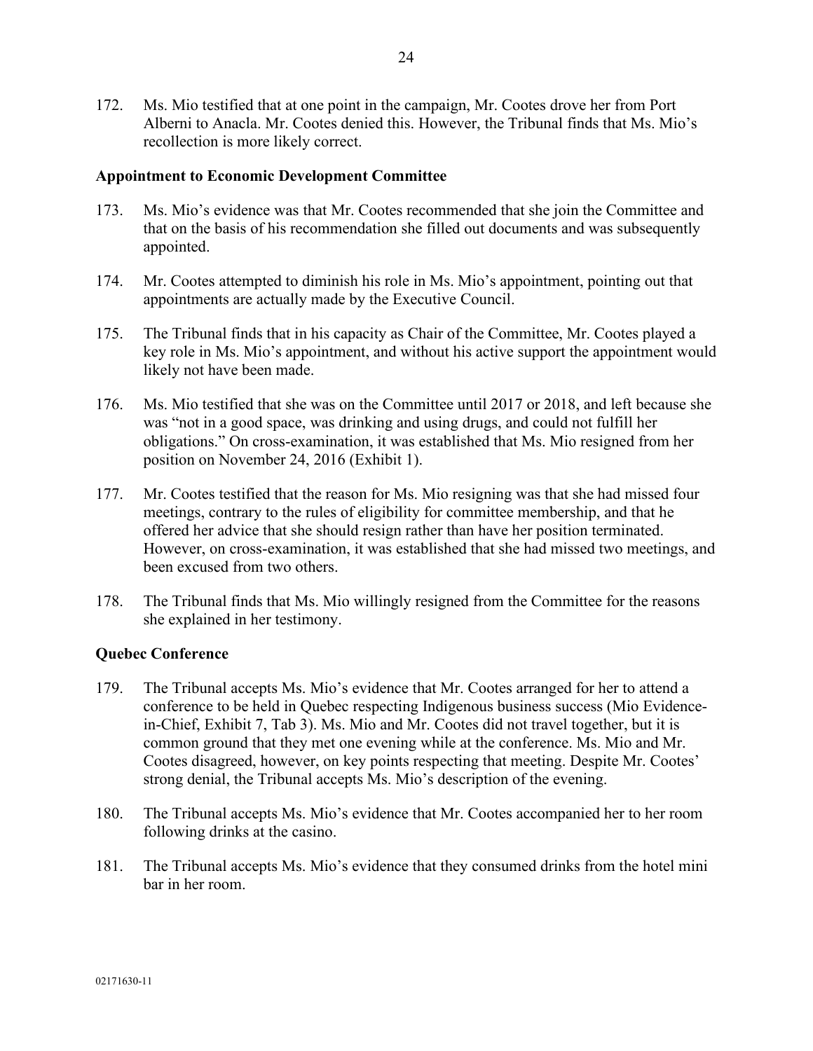172. Ms. Mio testified that at one point in the campaign, Mr. Cootes drove her from Port Alberni to Anacla. Mr. Cootes denied this. However, the Tribunal finds that Ms. Mio's recollection is more likely correct.

**Appointment to Economic Development Committee**

173. Ms. Mio's evidence was that Mr. Cootes recommended that she join the Committee and that on the basis of his recommendation she filled out documents and was subsequently appointed.

174. Mr. Cootes attempted to diminish his role in Ms. Mio's appointment, pointing out that appointments are actually made by the Executive Council.

175. The Tribunal finds that in his capacity as Chair of the Committee, Mr. Cootes played a key role in Ms. Mio's appointment, and without his active support the appointment would likely not have been made.

176. Ms. Mio testified that she was on the Committee until 2017 or 2018, and left because she was "not in a good space, was drinking and using drugs, and could not fulfill her obligations." On cross-examination, it was established that Ms. Mio resigned from her position on November 24, 2016 (Exhibit 1).

177. Mr. Cootes testified that the reason for Ms. Mio resigning was that she had missed four meetings, contrary to the rules of eligibility for committee membership, and that he offered her advice that she should resign rather than have her position terminated. However, on cross-examination, it was established that she had missed two meetings, and been excused from two others.

178. The Tribunal finds that Ms. Mio willingly resigned from the Committee for the reasons she explained in her testimony.

**Quebec Conference**

179. The Tribunal accepts Ms. Mio's evidence that Mr. Cootes arranged for her to attend a conference to be held in Quebec respecting Indigenous business success (Mio Evidence-in-Chief, Exhibit 7, Tab 3). Ms. Mio and Mr. Cootes did not travel together, but it is common ground that they met one evening while at the conference. Ms. Mio and Mr. Cootes disagreed, however, on key points respecting that meeting. Despite Mr. Cootes' strong denial, the Tribunal accepts Ms. Mio's description of the evening.

180. The Tribunal accepts Ms. Mio's evidence that Mr. Cootes accompanied her to her room following drinks at the casino.

181. The Tribunal accepts Ms. Mio's evidence that they consumed drinks from the hotel mini bar in her room.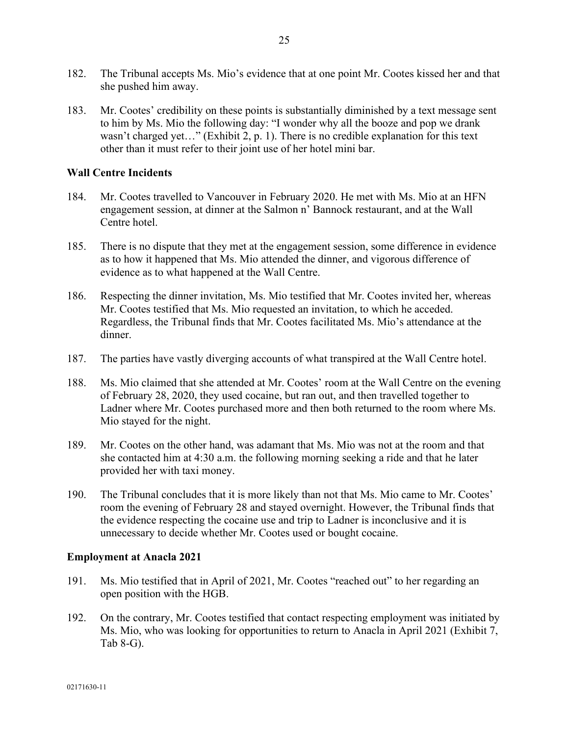182. The Tribunal accepts Ms. Mio's evidence that at one point Mr. Cootes kissed her and that she pushed him away.

183. Mr. Cootes' credibility on these points is substantially diminished by a text message sent to him by Ms. Mio the following day: "I wonder why all the booze and pop we drank wasn't charged yet…" (Exhibit 2, p. 1). There is no credible explanation for this text other than it must refer to their joint use of her hotel mini bar.

**Wall Centre Incidents**

184. Mr. Cootes travelled to Vancouver in February 2020. He met with Ms. Mio at an HFN engagement session, at dinner at the Salmon n' Bannock restaurant, and at the Wall Centre hotel.

185. There is no dispute that they met at the engagement session, some difference in evidence as to how it happened that Ms. Mio attended the dinner, and vigorous difference of evidence as to what happened at the Wall Centre.

186. Respecting the dinner invitation, Ms. Mio testified that Mr. Cootes invited her, whereas Mr. Cootes testified that Ms. Mio requested an invitation, to which he acceded. Regardless, the Tribunal finds that Mr. Cootes facilitated Ms. Mio's attendance at the dinner.

187. The parties have vastly diverging accounts of what transpired at the Wall Centre hotel.

188. Ms. Mio claimed that she attended at Mr. Cootes' room at the Wall Centre on the evening of February 28, 2020, they used cocaine, but ran out, and then travelled together to Ladner where Mr. Cootes purchased more and then both returned to the room where Ms. Mio stayed for the night.

189. Mr. Cootes on the other hand, was adamant that Ms. Mio was not at the room and that she contacted him at 4:30 a.m. the following morning seeking a ride and that he later provided her with taxi money.

190. The Tribunal concludes that it is more likely than not that Ms. Mio came to Mr. Cootes' room the evening of February 28 and stayed overnight. However, the Tribunal finds that the evidence respecting the cocaine use and trip to Ladner is inconclusive and it is unnecessary to decide whether Mr. Cootes used or bought cocaine.

**Employment at Anacla 2021**

191. Ms. Mio testified that in April of 2021, Mr. Cootes "reached out" to her regarding an open position with the HGB.

192. On the contrary, Mr. Cootes testified that contact respecting employment was initiated by Ms. Mio, who was looking for opportunities to return to Anacla in April 2021 (Exhibit 7, Tab 8-G).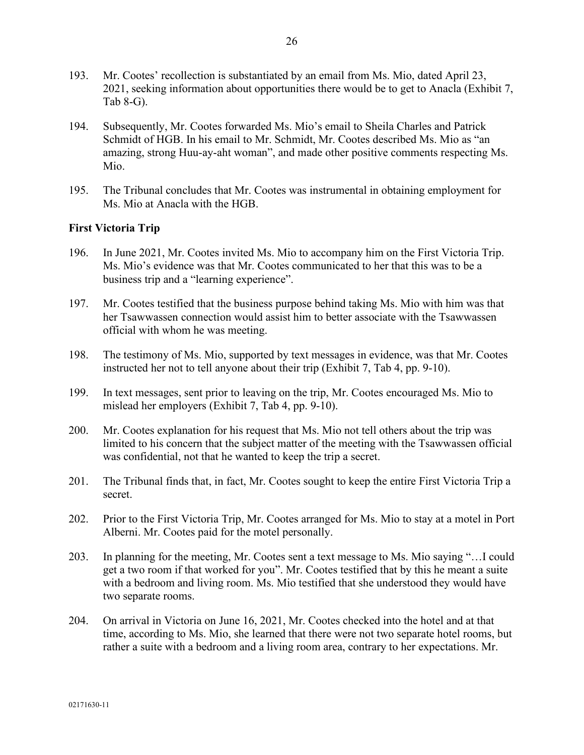193. Mr. Cootes' recollection is substantiated by an email from Ms. Mio, dated April 23, 2021, seeking information about opportunities there would be to get to Anacla (Exhibit 7, Tab 8-G).

194. Subsequently, Mr. Cootes forwarded Ms. Mio's email to Sheila Charles and Patrick Schmidt of HGB. In his email to Mr. Schmidt, Mr. Cootes described Ms. Mio as "an amazing, strong Huu-ay-aht woman", and made other positive comments respecting Ms. Mio.

195. The Tribunal concludes that Mr. Cootes was instrumental in obtaining employment for Ms. Mio at Anacla with the HGB.

**First Victoria Trip**

196. In June 2021, Mr. Cootes invited Ms. Mio to accompany him on the First Victoria Trip. Ms. Mio's evidence was that Mr. Cootes communicated to her that this was to be a business trip and a "learning experience".

197. Mr. Cootes testified that the business purpose behind taking Ms. Mio with him was that her Tsawwassen connection would assist him to better associate with the Tsawwassen official with whom he was meeting.

198. The testimony of Ms. Mio, supported by text messages in evidence, was that Mr. Cootes instructed her not to tell anyone about their trip (Exhibit 7, Tab 4, pp. 9-10).

199. In text messages, sent prior to leaving on the trip, Mr. Cootes encouraged Ms. Mio to mislead her employers (Exhibit 7, Tab 4, pp. 9-10).

200. Mr. Cootes explanation for his request that Ms. Mio not tell others about the trip was limited to his concern that the subject matter of the meeting with the Tsawwassen official was confidential, not that he wanted to keep the trip a secret.

201. The Tribunal finds that, in fact, Mr. Cootes sought to keep the entire First Victoria Trip a secret.

202. Prior to the First Victoria Trip, Mr. Cootes arranged for Ms. Mio to stay at a motel in Port Alberni. Mr. Cootes paid for the motel personally.

203. In planning for the meeting, Mr. Cootes sent a text message to Ms. Mio saying "…I could get a two room if that worked for you". Mr. Cootes testified that by this he meant a suite with a bedroom and living room. Ms. Mio testified that she understood they would have two separate rooms.

204. On arrival in Victoria on June 16, 2021, Mr. Cootes checked into the hotel and at that time, according to Ms. Mio, she learned that there were not two separate hotel rooms, but rather a suite with a bedroom and a living room area, contrary to her expectations. Mr.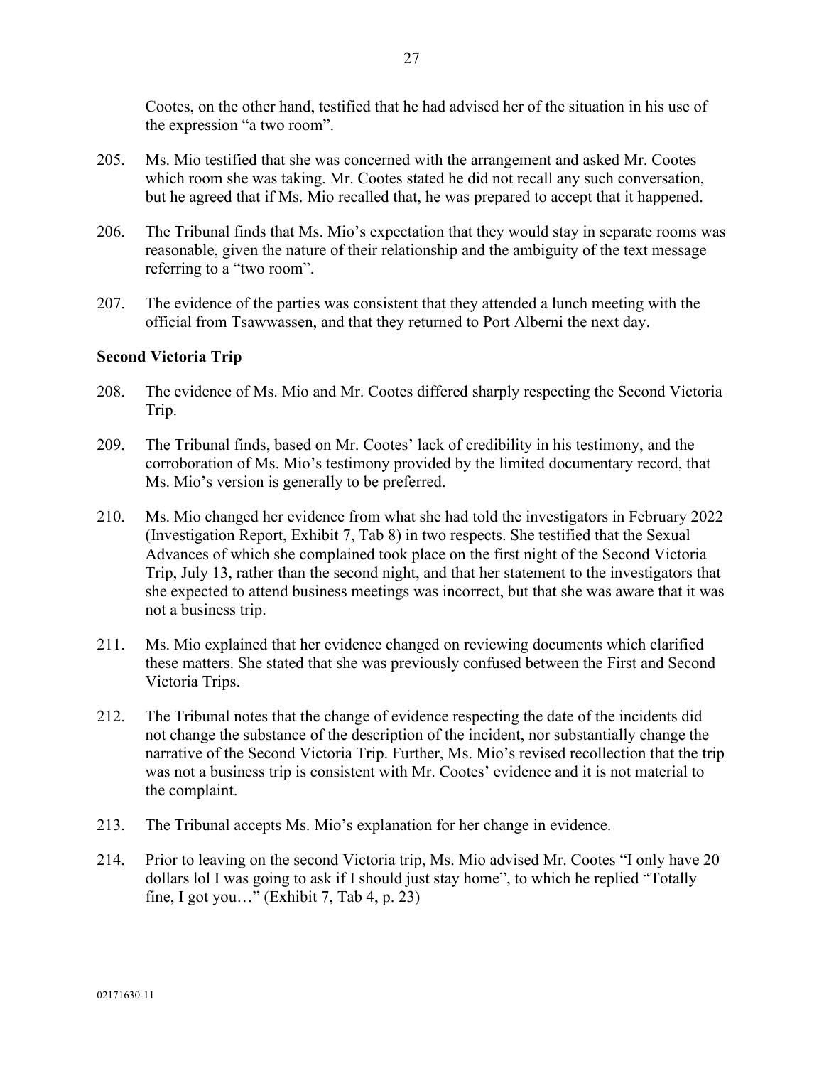Cootes, on the other hand, testified that he had advised her of the situation in his use of the expression “a two room”.

205. Ms. Mio testified that she was concerned with the arrangement and asked Mr. Cootes which room she was taking. Mr. Cootes stated he did not recall any such conversation, but he agreed that if Ms. Mio recalled that, he was prepared to accept that it happened.

206. The Tribunal finds that Ms. Mio’s expectation that they would stay in separate rooms was reasonable, given the nature of their relationship and the ambiguity of the text message referring to a “two room”.

207. The evidence of the parties was consistent that they attended a lunch meeting with the official from Tsawwassen, and that they returned to Port Alberni the next day.

**Second Victoria Trip**

208. The evidence of Ms. Mio and Mr. Cootes differed sharply respecting the Second Victoria Trip.

209. The Tribunal finds, based on Mr. Cootes’ lack of credibility in his testimony, and the corroboration of Ms. Mio’s testimony provided by the limited documentary record, that Ms. Mio’s version is generally to be preferred.

210. Ms. Mio changed her evidence from what she had told the investigators in February 2022 (Investigation Report, Exhibit 7, Tab 8) in two respects. She testified that the Sexual Advances of which she complained took place on the first night of the Second Victoria Trip, July 13, rather than the second night, and that her statement to the investigators that she expected to attend business meetings was incorrect, but that she was aware that it was not a business trip.

211. Ms. Mio explained that her evidence changed on reviewing documents which clarified these matters. She stated that she was previously confused between the First and Second Victoria Trips.

212. The Tribunal notes that the change of evidence respecting the date of the incidents did not change the substance of the description of the incident, nor substantially change the narrative of the Second Victoria Trip. Further, Ms. Mio’s revised recollection that the trip was not a business trip is consistent with Mr. Cootes’ evidence and it is not material to the complaint.

213. The Tribunal accepts Ms. Mio’s explanation for her change in evidence.

214. Prior to leaving on the second Victoria trip, Ms. Mio advised Mr. Cootes “I only have 20 dollars lol I was going to ask if I should just stay home”, to which he replied “Totally fine, I got you…” (Exhibit 7, Tab 4, p. 23)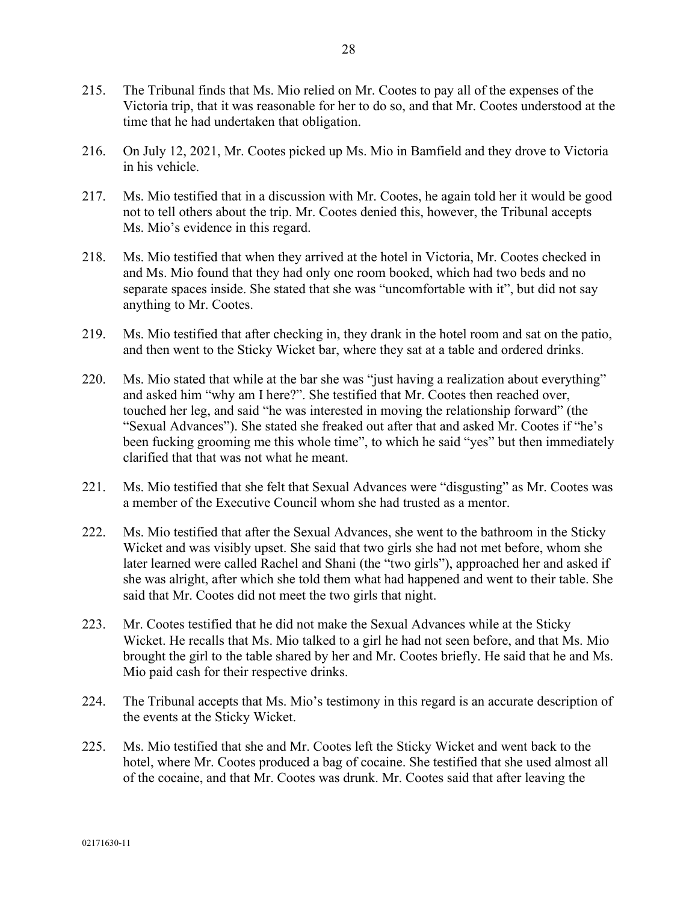215. The Tribunal finds that Ms. Mio relied on Mr. Cootes to pay all of the expenses of the Victoria trip, that it was reasonable for her to do so, and that Mr. Cootes understood at the time that he had undertaken that obligation.

216. On July 12, 2021, Mr. Cootes picked up Ms. Mio in Bamfield and they drove to Victoria in his vehicle.

217. Ms. Mio testified that in a discussion with Mr. Cootes, he again told her it would be good not to tell others about the trip. Mr. Cootes denied this, however, the Tribunal accepts Ms. Mio's evidence in this regard.

218. Ms. Mio testified that when they arrived at the hotel in Victoria, Mr. Cootes checked in and Ms. Mio found that they had only one room booked, which had two beds and no separate spaces inside. She stated that she was "uncomfortable with it", but did not say anything to Mr. Cootes.

219. Ms. Mio testified that after checking in, they drank in the hotel room and sat on the patio, and then went to the Sticky Wicket bar, where they sat at a table and ordered drinks.

220. Ms. Mio stated that while at the bar she was "just having a realization about everything" and asked him "why am I here?". She testified that Mr. Cootes then reached over, touched her leg, and said "he was interested in moving the relationship forward" (the "Sexual Advances"). She stated she freaked out after that and asked Mr. Cootes if "he's been fucking grooming me this whole time", to which he said "yes" but then immediately clarified that that was not what he meant.

221. Ms. Mio testified that she felt that Sexual Advances were "disgusting" as Mr. Cootes was a member of the Executive Council whom she had trusted as a mentor.

222. Ms. Mio testified that after the Sexual Advances, she went to the bathroom in the Sticky Wicket and was visibly upset. She said that two girls she had not met before, whom she later learned were called Rachel and Shani (the "two girls"), approached her and asked if she was alright, after which she told them what had happened and went to their table. She said that Mr. Cootes did not meet the two girls that night.

223. Mr. Cootes testified that he did not make the Sexual Advances while at the Sticky Wicket. He recalls that Ms. Mio talked to a girl he had not seen before, and that Ms. Mio brought the girl to the table shared by her and Mr. Cootes briefly. He said that he and Ms. Mio paid cash for their respective drinks.

224. The Tribunal accepts that Ms. Mio's testimony in this regard is an accurate description of the events at the Sticky Wicket.

225. Ms. Mio testified that she and Mr. Cootes left the Sticky Wicket and went back to the hotel, where Mr. Cootes produced a bag of cocaine. She testified that she used almost all of the cocaine, and that Mr. Cootes was drunk. Mr. Cootes said that after leaving the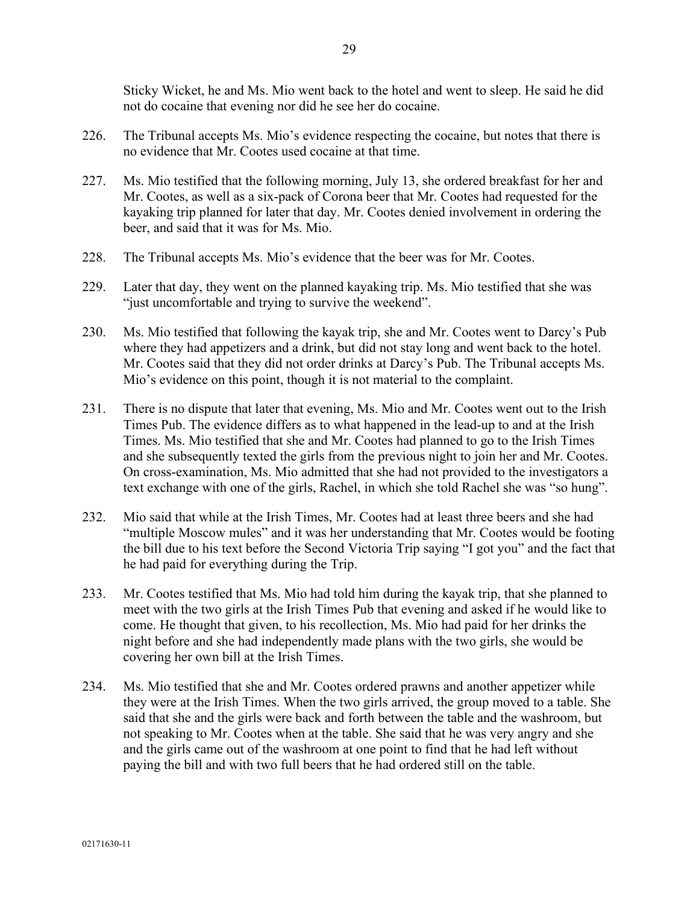Sticky Wicket, he and Ms. Mio went back to the hotel and went to sleep. He said he did not do cocaine that evening nor did he see her do cocaine.

226. The Tribunal accepts Ms. Mio's evidence respecting the cocaine, but notes that there is no evidence that Mr. Cootes used cocaine at that time.

227. Ms. Mio testified that the following morning, July 13, she ordered breakfast for her and Mr. Cootes, as well as a six-pack of Corona beer that Mr. Cootes had requested for the kayaking trip planned for later that day. Mr. Cootes denied involvement in ordering the beer, and said that it was for Ms. Mio.

228. The Tribunal accepts Ms. Mio's evidence that the beer was for Mr. Cootes.

229. Later that day, they went on the planned kayaking trip. Ms. Mio testified that she was "just uncomfortable and trying to survive the weekend".

230. Ms. Mio testified that following the kayak trip, she and Mr. Cootes went to Darcy's Pub where they had appetizers and a drink, but did not stay long and went back to the hotel. Mr. Cootes said that they did not order drinks at Darcy's Pub. The Tribunal accepts Ms. Mio's evidence on this point, though it is not material to the complaint.

231. There is no dispute that later that evening, Ms. Mio and Mr. Cootes went out to the Irish Times Pub. The evidence differs as to what happened in the lead-up to and at the Irish Times. Ms. Mio testified that she and Mr. Cootes had planned to go to the Irish Times and she subsequently texted the girls from the previous night to join her and Mr. Cootes. On cross-examination, Ms. Mio admitted that she had not provided to the investigators a text exchange with one of the girls, Rachel, in which she told Rachel she was "so hung".

232. Mio said that while at the Irish Times, Mr. Cootes had at least three beers and she had "multiple Moscow mules" and it was her understanding that Mr. Cootes would be footing the bill due to his text before the Second Victoria Trip saying "I got you" and the fact that he had paid for everything during the Trip.

233. Mr. Cootes testified that Ms. Mio had told him during the kayak trip, that she planned to meet with the two girls at the Irish Times Pub that evening and asked if he would like to come. He thought that given, to his recollection, Ms. Mio had paid for her drinks the night before and she had independently made plans with the two girls, she would be covering her own bill at the Irish Times.

234. Ms. Mio testified that she and Mr. Cootes ordered prawns and another appetizer while they were at the Irish Times. When the two girls arrived, the group moved to a table. She said that she and the girls were back and forth between the table and the washroom, but not speaking to Mr. Cootes when at the table. She said that he was very angry and she and the girls came out of the washroom at one point to find that he had left without paying the bill and with two full beers that he had ordered still on the table.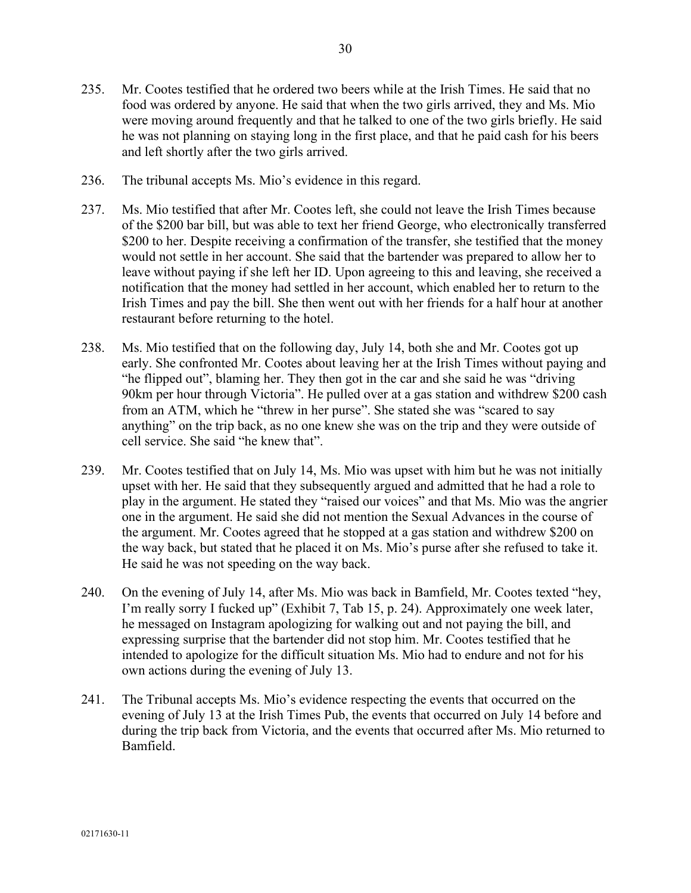235. Mr. Cootes testified that he ordered two beers while at the Irish Times. He said that no food was ordered by anyone. He said that when the two girls arrived, they and Ms. Mio were moving around frequently and that he talked to one of the two girls briefly. He said he was not planning on staying long in the first place, and that he paid cash for his beers and left shortly after the two girls arrived.

236. The tribunal accepts Ms. Mio's evidence in this regard.

237. Ms. Mio testified that after Mr. Cootes left, she could not leave the Irish Times because of the $200 bar bill, but was able to text her friend George, who electronically transferred $200 to her. Despite receiving a confirmation of the transfer, she testified that the money would not settle in her account. She said that the bartender was prepared to allow her to leave without paying if she left her ID. Upon agreeing to this and leaving, she received a notification that the money had settled in her account, which enabled her to return to the Irish Times and pay the bill. She then went out with her friends for a half hour at another restaurant before returning to the hotel.

238. Ms. Mio testified that on the following day, July 14, both she and Mr. Cootes got up early. She confronted Mr. Cootes about leaving her at the Irish Times without paying and "he flipped out", blaming her. They then got in the car and she said he was "driving 90km per hour through Victoria". He pulled over at a gas station and withdrew $200 cash from an ATM, which he "threw in her purse". She stated she was "scared to say anything" on the trip back, as no one knew she was on the trip and they were outside of cell service. She said "he knew that".

239. Mr. Cootes testified that on July 14, Ms. Mio was upset with him but he was not initially upset with her. He said that they subsequently argued and admitted that he had a role to play in the argument. He stated they "raised our voices" and that Ms. Mio was the angrier one in the argument. He said she did not mention the Sexual Advances in the course of the argument. Mr. Cootes agreed that he stopped at a gas station and withdrew $200 on the way back, but stated that he placed it on Ms. Mio's purse after she refused to take it. He said he was not speeding on the way back.

240. On the evening of July 14, after Ms. Mio was back in Bamfield, Mr. Cootes texted "hey, I'm really sorry I fucked up" (Exhibit 7, Tab 15, p. 24). Approximately one week later, he messaged on Instagram apologizing for walking out and not paying the bill, and expressing surprise that the bartender did not stop him. Mr. Cootes testified that he intended to apologize for the difficult situation Ms. Mio had to endure and not for his own actions during the evening of July 13.

241. The Tribunal accepts Ms. Mio's evidence respecting the events that occurred on the evening of July 13 at the Irish Times Pub, the events that occurred on July 14 before and during the trip back from Victoria, and the events that occurred after Ms. Mio returned to Bamfield.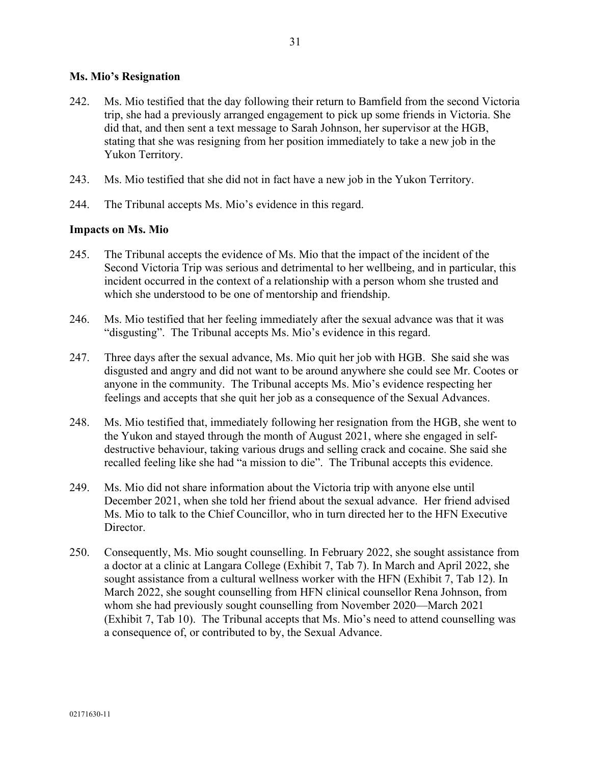**Ms. Mio's Resignation**

242. Ms. Mio testified that the day following their return to Bamfield from the second Victoria trip, she had a previously arranged engagement to pick up some friends in Victoria. She did that, and then sent a text message to Sarah Johnson, her supervisor at the HGB, stating that she was resigning from her position immediately to take a new job in the Yukon Territory.

243. Ms. Mio testified that she did not in fact have a new job in the Yukon Territory.

244. The Tribunal accepts Ms. Mio's evidence in this regard.

**Impacts on Ms. Mio**

245. The Tribunal accepts the evidence of Ms. Mio that the impact of the incident of the Second Victoria Trip was serious and detrimental to her wellbeing, and in particular, this incident occurred in the context of a relationship with a person whom she trusted and which she understood to be one of mentorship and friendship.

246. Ms. Mio testified that her feeling immediately after the sexual advance was that it was "disgusting". The Tribunal accepts Ms. Mio's evidence in this regard.

247. Three days after the sexual advance, Ms. Mio quit her job with HGB. She said she was disgusted and angry and did not want to be around anywhere she could see Mr. Cootes or anyone in the community. The Tribunal accepts Ms. Mio's evidence respecting her feelings and accepts that she quit her job as a consequence of the Sexual Advances.

248. Ms. Mio testified that, immediately following her resignation from the HGB, she went to the Yukon and stayed through the month of August 2021, where she engaged in self-destructive behaviour, taking various drugs and selling crack and cocaine. She said she recalled feeling like she had "a mission to die". The Tribunal accepts this evidence.

249. Ms. Mio did not share information about the Victoria trip with anyone else until December 2021, when she told her friend about the sexual advance. Her friend advised Ms. Mio to talk to the Chief Councillor, who in turn directed her to the HFN Executive Director.

250. Consequently, Ms. Mio sought counselling. In February 2022, she sought assistance from a doctor at a clinic at Langara College (Exhibit 7, Tab 7). In March and April 2022, she sought assistance from a cultural wellness worker with the HFN (Exhibit 7, Tab 12). In March 2022, she sought counselling from HFN clinical counsellor Rena Johnson, from whom she had previously sought counselling from November 2020—March 2021 (Exhibit 7, Tab 10). The Tribunal accepts that Ms. Mio's need to attend counselling was a consequence of, or contributed to by, the Sexual Advance.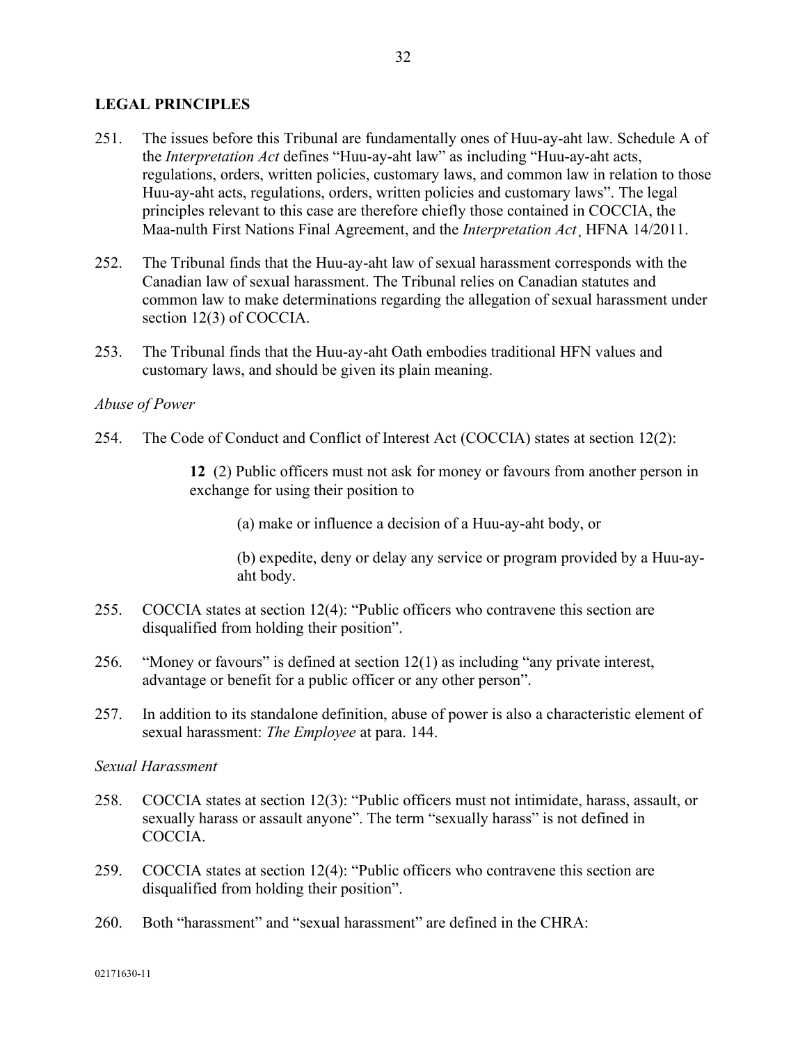## LEGAL PRINCIPLES

251. The issues before this Tribunal are fundamentally ones of Huu-ay-aht law. Schedule A of the *Interpretation Act* defines "Huu-ay-aht law" as including "Huu-ay-aht acts, regulations, orders, written policies, customary laws, and common law in relation to those Huu-ay-aht acts, regulations, orders, written policies and customary laws". The legal principles relevant to this case are therefore chiefly those contained in COCCIA, the Maa-nulth First Nations Final Agreement, and the *Interpretation Act*¸ HFNA 14/2011.

252. The Tribunal finds that the Huu-ay-aht law of sexual harassment corresponds with the Canadian law of sexual harassment. The Tribunal relies on Canadian statutes and common law to make determinations regarding the allegation of sexual harassment under section 12(3) of COCCIA.

253. The Tribunal finds that the Huu-ay-aht Oath embodies traditional HFN values and customary laws, and should be given its plain meaning.

*Abuse of Power*

254. The Code of Conduct and Conflict of Interest Act (COCCIA) states at section 12(2):

> **12** (2) Public officers must not ask for money or favours from another person in exchange for using their position to
>
> (a) make or influence a decision of a Huu-ay-aht body, or
>
> (b) expedite, deny or delay any service or program provided by a Huu-ay-aht body.

255. COCCIA states at section 12(4): "Public officers who contravene this section are disqualified from holding their position".

256. "Money or favours" is defined at section 12(1) as including "any private interest, advantage or benefit for a public officer or any other person".

257. In addition to its standalone definition, abuse of power is also a characteristic element of sexual harassment: *The Employee* at para. 144.

*Sexual Harassment*

258. COCCIA states at section 12(3): "Public officers must not intimidate, harass, assault, or sexually harass or assault anyone". The term "sexually harass" is not defined in COCCIA.

259. COCCIA states at section 12(4): "Public officers who contravene this section are disqualified from holding their position".

260. Both "harassment" and "sexual harassment" are defined in the CHRA: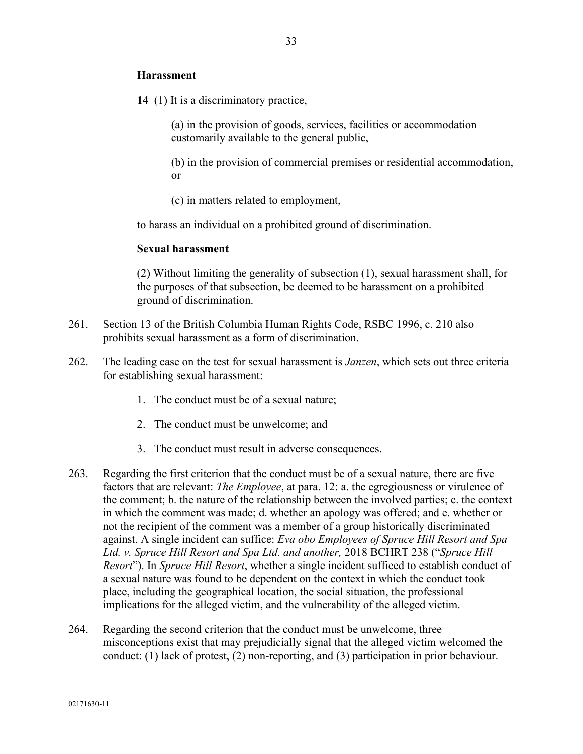**Harassment**

> **14** (1) It is a discriminatory practice,
>
> > (a) in the provision of goods, services, facilities or accommodation customarily available to the general public,
> >
> > (b) in the provision of commercial premises or residential accommodation, or
> >
> > (c) in matters related to employment,
>
> to harass an individual on a prohibited ground of discrimination.
>
> **Sexual harassment**
>
> (2) Without limiting the generality of subsection (1), sexual harassment shall, for the purposes of that subsection, be deemed to be harassment on a prohibited ground of discrimination.

261. Section 13 of the British Columbia Human Rights Code, RSBC 1996, c. 210 also prohibits sexual harassment as a form of discrimination.

262. The leading case on the test for sexual harassment is *Janzen*, which sets out three criteria for establishing sexual harassment:

    1. The conduct must be of a sexual nature;
    2. The conduct must be unwelcome; and
    3. The conduct must result in adverse consequences.

263. Regarding the first criterion that the conduct must be of a sexual nature, there are five factors that are relevant: *The Employee*, at para. 12: a. the egregiousness or virulence of the comment; b. the nature of the relationship between the involved parties; c. the context in which the comment was made; d. whether an apology was offered; and e. whether or not the recipient of the comment was a member of a group historically discriminated against. A single incident can suffice: *Eva obo Employees of Spruce Hill Resort and Spa Ltd. v. Spruce Hill Resort and Spa Ltd. and another,* 2018 BCHRT 238 ("*Spruce Hill Resort*"). In *Spruce Hill Resort*, whether a single incident sufficed to establish conduct of a sexual nature was found to be dependent on the context in which the conduct took place, including the geographical location, the social situation, the professional implications for the alleged victim, and the vulnerability of the alleged victim.

264. Regarding the second criterion that the conduct must be unwelcome, three misconceptions exist that may prejudicially signal that the alleged victim welcomed the conduct: (1) lack of protest, (2) non-reporting, and (3) participation in prior behaviour.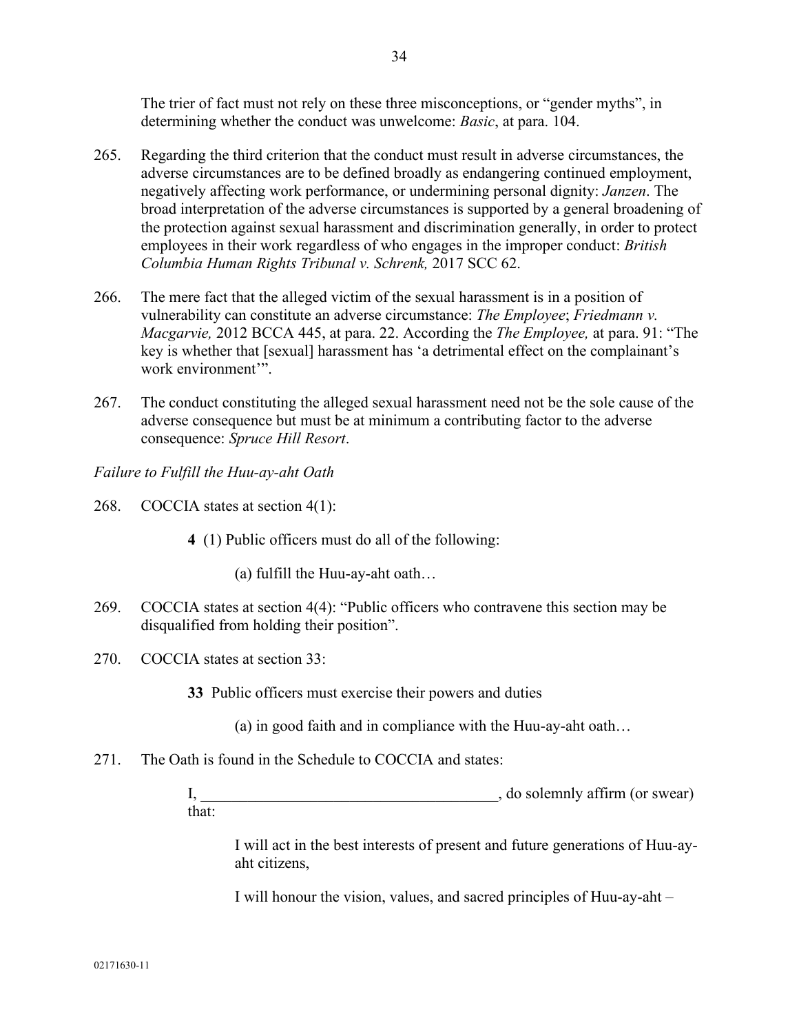The trier of fact must not rely on these three misconceptions, or "gender myths", in determining whether the conduct was unwelcome: *Basic*, at para. 104.

265. Regarding the third criterion that the conduct must result in adverse circumstances, the adverse circumstances are to be defined broadly as endangering continued employment, negatively affecting work performance, or undermining personal dignity: *Janzen*. The broad interpretation of the adverse circumstances is supported by a general broadening of the protection against sexual harassment and discrimination generally, in order to protect employees in their work regardless of who engages in the improper conduct: *British Columbia Human Rights Tribunal v. Schrenk,* 2017 SCC 62.

266. The mere fact that the alleged victim of the sexual harassment is in a position of vulnerability can constitute an adverse circumstance: *The Employee*; *Friedmann v. Macgarvie,* 2012 BCCA 445, at para. 22. According the *The Employee,* at para. 91: "The key is whether that [sexual] harassment has 'a detrimental effect on the complainant's work environment'".

267. The conduct constituting the alleged sexual harassment need not be the sole cause of the adverse consequence but must be at minimum a contributing factor to the adverse consequence: *Spruce Hill Resort*.

*Failure to Fulfill the Huu-ay-aht Oath*

268. COCCIA states at section 4(1):

> **4** (1) Public officers must do all of the following:
>
> (a) fulfill the Huu-ay-aht oath…

269. COCCIA states at section 4(4): "Public officers who contravene this section may be disqualified from holding their position".

270. COCCIA states at section 33:

> **33** Public officers must exercise their powers and duties
>
> (a) in good faith and in compliance with the Huu-ay-aht oath…

271. The Oath is found in the Schedule to COCCIA and states:

> I, _____________________________________, do solemnly affirm (or swear) that:
>
> I will act in the best interests of present and future generations of Huu-ay-aht citizens,
>
> I will honour the vision, values, and sacred principles of Huu-ay-aht –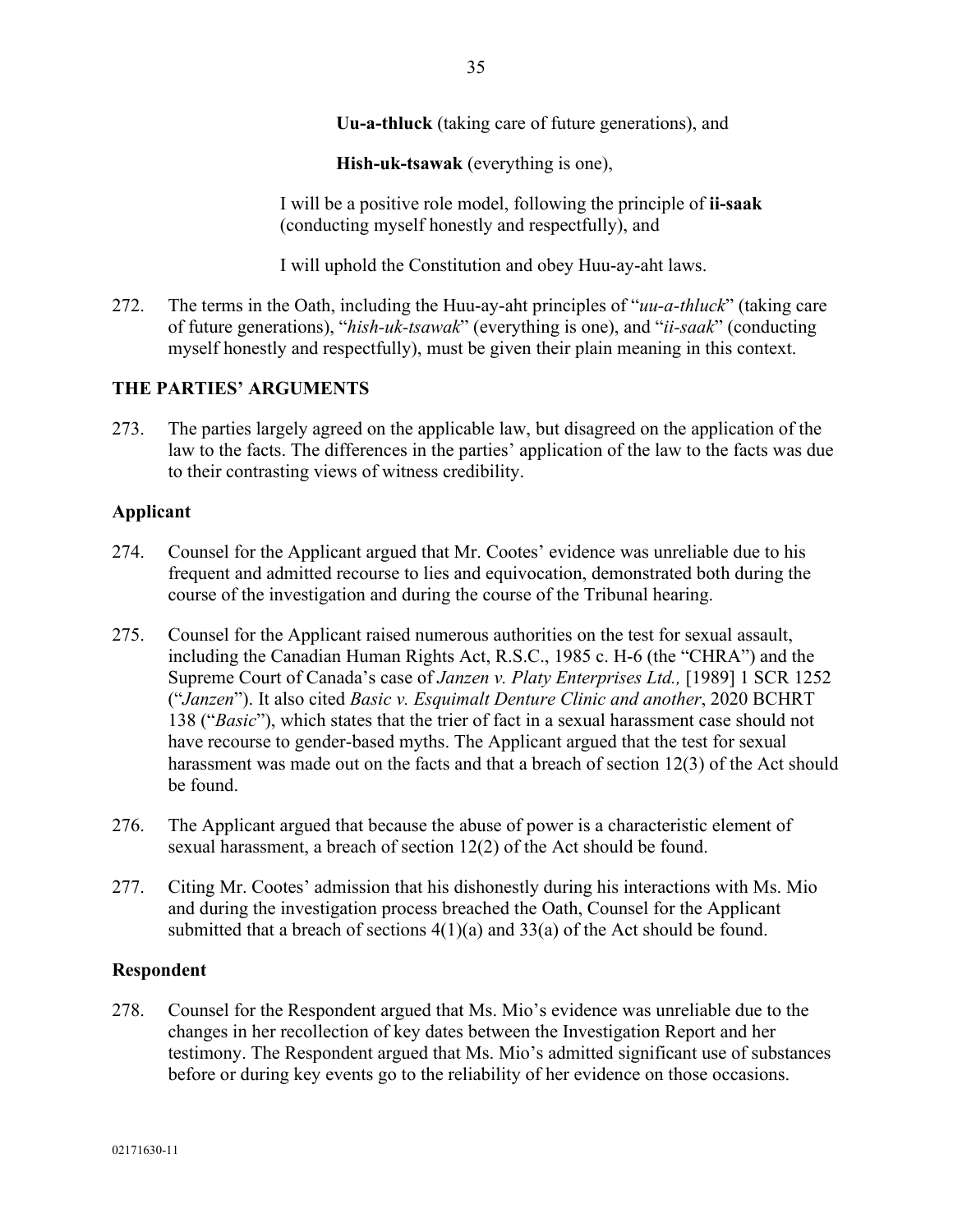**Uu-a-thluck** (taking care of future generations), and

**Hish-uk-tsawak** (everything is one),

I will be a positive role model, following the principle of **ii-saak** (conducting myself honestly and respectfully), and

I will uphold the Constitution and obey Huu-ay-aht laws.

272. The terms in the Oath, including the Huu-ay-aht principles of "*uu-a-thluck*" (taking care of future generations), "*hish-uk-tsawak*" (everything is one), and "*ii-saak*" (conducting myself honestly and respectfully), must be given their plain meaning in this context.

## THE PARTIES' ARGUMENTS

273. The parties largely agreed on the applicable law, but disagreed on the application of the law to the facts. The differences in the parties' application of the law to the facts was due to their contrasting views of witness credibility.

### Applicant

274. Counsel for the Applicant argued that Mr. Cootes' evidence was unreliable due to his frequent and admitted recourse to lies and equivocation, demonstrated both during the course of the investigation and during the course of the Tribunal hearing.

275. Counsel for the Applicant raised numerous authorities on the test for sexual assault, including the Canadian Human Rights Act, R.S.C., 1985 c. H-6 (the "CHRA") and the Supreme Court of Canada's case of *Janzen v. Platy Enterprises Ltd.,* [1989] 1 SCR 1252 ("*Janzen*"). It also cited *Basic v. Esquimalt Denture Clinic and another*, 2020 BCHRT 138 ("*Basic*"), which states that the trier of fact in a sexual harassment case should not have recourse to gender-based myths. The Applicant argued that the test for sexual harassment was made out on the facts and that a breach of section 12(3) of the Act should be found.

276. The Applicant argued that because the abuse of power is a characteristic element of sexual harassment, a breach of section 12(2) of the Act should be found.

277. Citing Mr. Cootes' admission that his dishonestly during his interactions with Ms. Mio and during the investigation process breached the Oath, Counsel for the Applicant submitted that a breach of sections 4(1)(a) and 33(a) of the Act should be found.

### Respondent

278. Counsel for the Respondent argued that Ms. Mio's evidence was unreliable due to the changes in her recollection of key dates between the Investigation Report and her testimony. The Respondent argued that Ms. Mio's admitted significant use of substances before or during key events go to the reliability of her evidence on those occasions.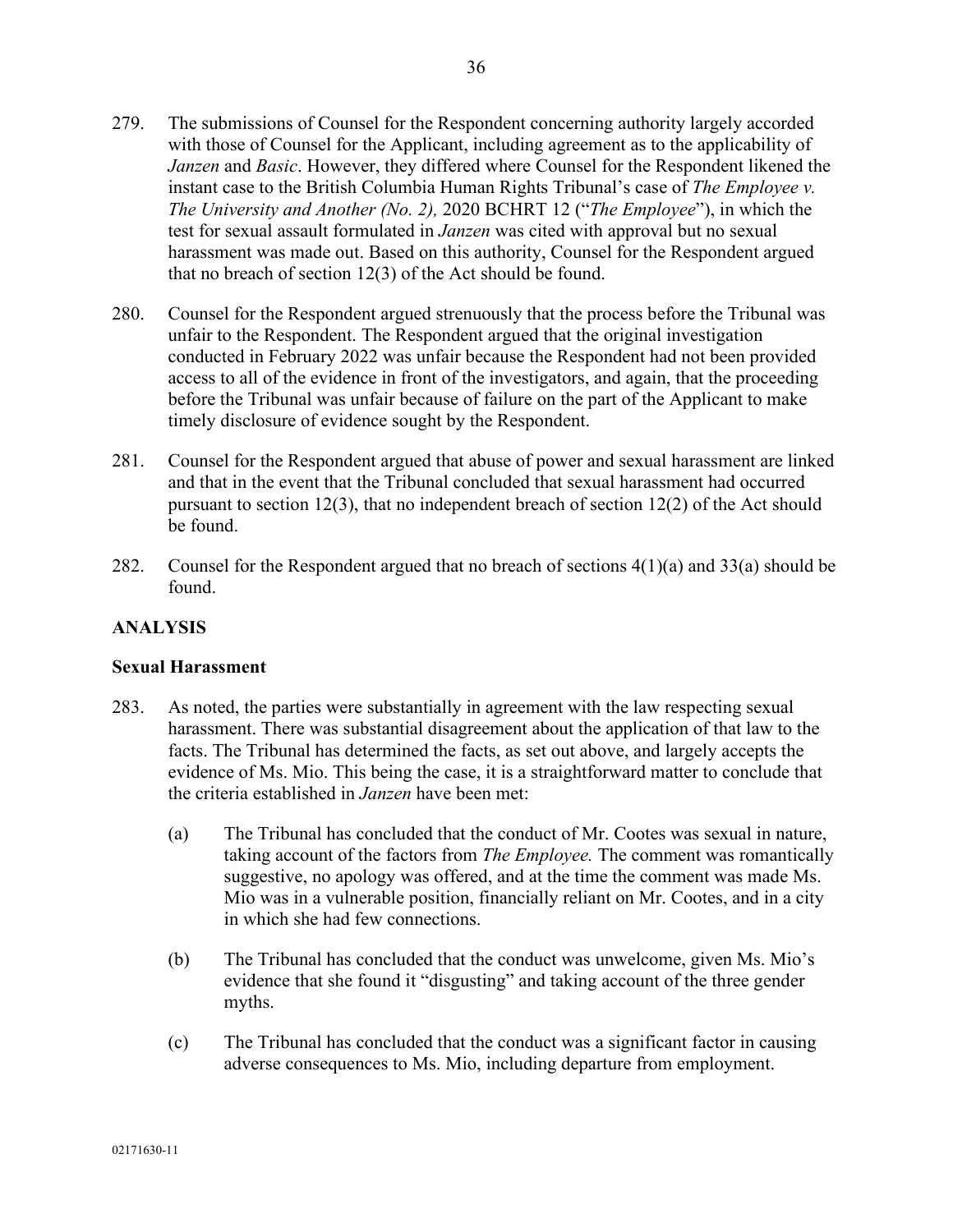279. The submissions of Counsel for the Respondent concerning authority largely accorded with those of Counsel for the Applicant, including agreement as to the applicability of *Janzen* and *Basic*. However, they differed where Counsel for the Respondent likened the instant case to the British Columbia Human Rights Tribunal's case of *The Employee v. The University and Another (No. 2),* 2020 BCHRT 12 ("*The Employee*"), in which the test for sexual assault formulated in *Janzen* was cited with approval but no sexual harassment was made out. Based on this authority, Counsel for the Respondent argued that no breach of section 12(3) of the Act should be found.

280. Counsel for the Respondent argued strenuously that the process before the Tribunal was unfair to the Respondent. The Respondent argued that the original investigation conducted in February 2022 was unfair because the Respondent had not been provided access to all of the evidence in front of the investigators, and again, that the proceeding before the Tribunal was unfair because of failure on the part of the Applicant to make timely disclosure of evidence sought by the Respondent.

281. Counsel for the Respondent argued that abuse of power and sexual harassment are linked and that in the event that the Tribunal concluded that sexual harassment had occurred pursuant to section 12(3), that no independent breach of section 12(2) of the Act should be found.

282. Counsel for the Respondent argued that no breach of sections 4(1)(a) and 33(a) should be found.

## ANALYSIS

### Sexual Harassment

283. As noted, the parties were substantially in agreement with the law respecting sexual harassment. There was substantial disagreement about the application of that law to the facts. The Tribunal has determined the facts, as set out above, and largely accepts the evidence of Ms. Mio. This being the case, it is a straightforward matter to conclude that the criteria established in *Janzen* have been met:

    (a) The Tribunal has concluded that the conduct of Mr. Cootes was sexual in nature, taking account of the factors from *The Employee.* The comment was romantically suggestive, no apology was offered, and at the time the comment was made Ms. Mio was in a vulnerable position, financially reliant on Mr. Cootes, and in a city in which she had few connections.

    (b) The Tribunal has concluded that the conduct was unwelcome, given Ms. Mio's evidence that she found it "disgusting" and taking account of the three gender myths.

    (c) The Tribunal has concluded that the conduct was a significant factor in causing adverse consequences to Ms. Mio, including departure from employment.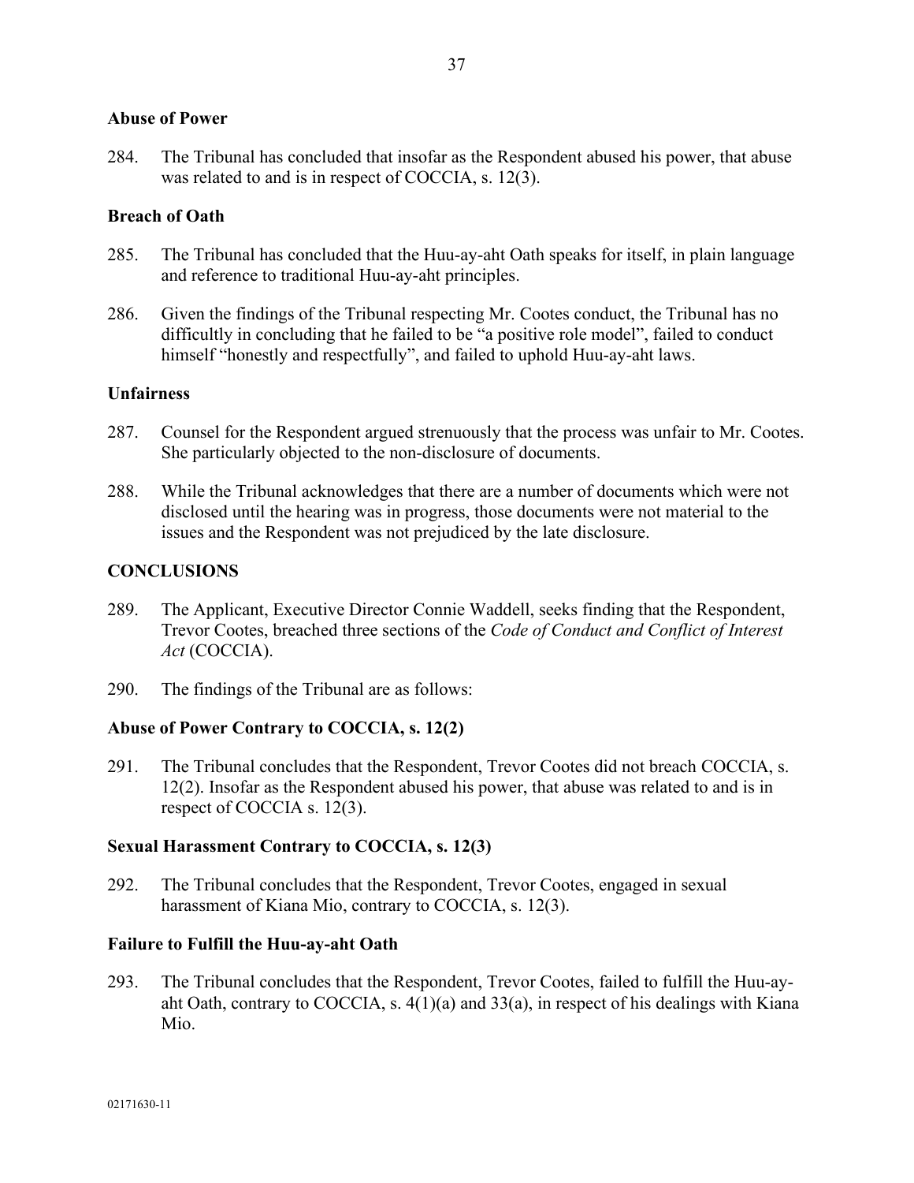### Abuse of Power

284. The Tribunal has concluded that insofar as the Respondent abused his power, that abuse was related to and is in respect of COCCIA, s. 12(3).

### Breach of Oath

285. The Tribunal has concluded that the Huu-ay-aht Oath speaks for itself, in plain language and reference to traditional Huu-ay-aht principles.

286. Given the findings of the Tribunal respecting Mr. Cootes conduct, the Tribunal has no difficultly in concluding that he failed to be "a positive role model", failed to conduct himself "honestly and respectfully", and failed to uphold Huu-ay-aht laws.

### Unfairness

287. Counsel for the Respondent argued strenuously that the process was unfair to Mr. Cootes. She particularly objected to the non-disclosure of documents.

288. While the Tribunal acknowledges that there are a number of documents which were not disclosed until the hearing was in progress, those documents were not material to the issues and the Respondent was not prejudiced by the late disclosure.

## CONCLUSIONS

289. The Applicant, Executive Director Connie Waddell, seeks finding that the Respondent, Trevor Cootes, breached three sections of the *Code of Conduct and Conflict of Interest Act* (COCCIA).

290. The findings of the Tribunal are as follows:

### Abuse of Power Contrary to COCCIA, s. 12(2)

291. The Tribunal concludes that the Respondent, Trevor Cootes did not breach COCCIA, s. 12(2). Insofar as the Respondent abused his power, that abuse was related to and is in respect of COCCIA s. 12(3).

### Sexual Harassment Contrary to COCCIA, s. 12(3)

292. The Tribunal concludes that the Respondent, Trevor Cootes, engaged in sexual harassment of Kiana Mio, contrary to COCCIA, s. 12(3).

### Failure to Fulfill the Huu-ay-aht Oath

293. The Tribunal concludes that the Respondent, Trevor Cootes, failed to fulfill the Huu-ay-aht Oath, contrary to COCCIA, s. 4(1)(a) and 33(a), in respect of his dealings with Kiana Mio.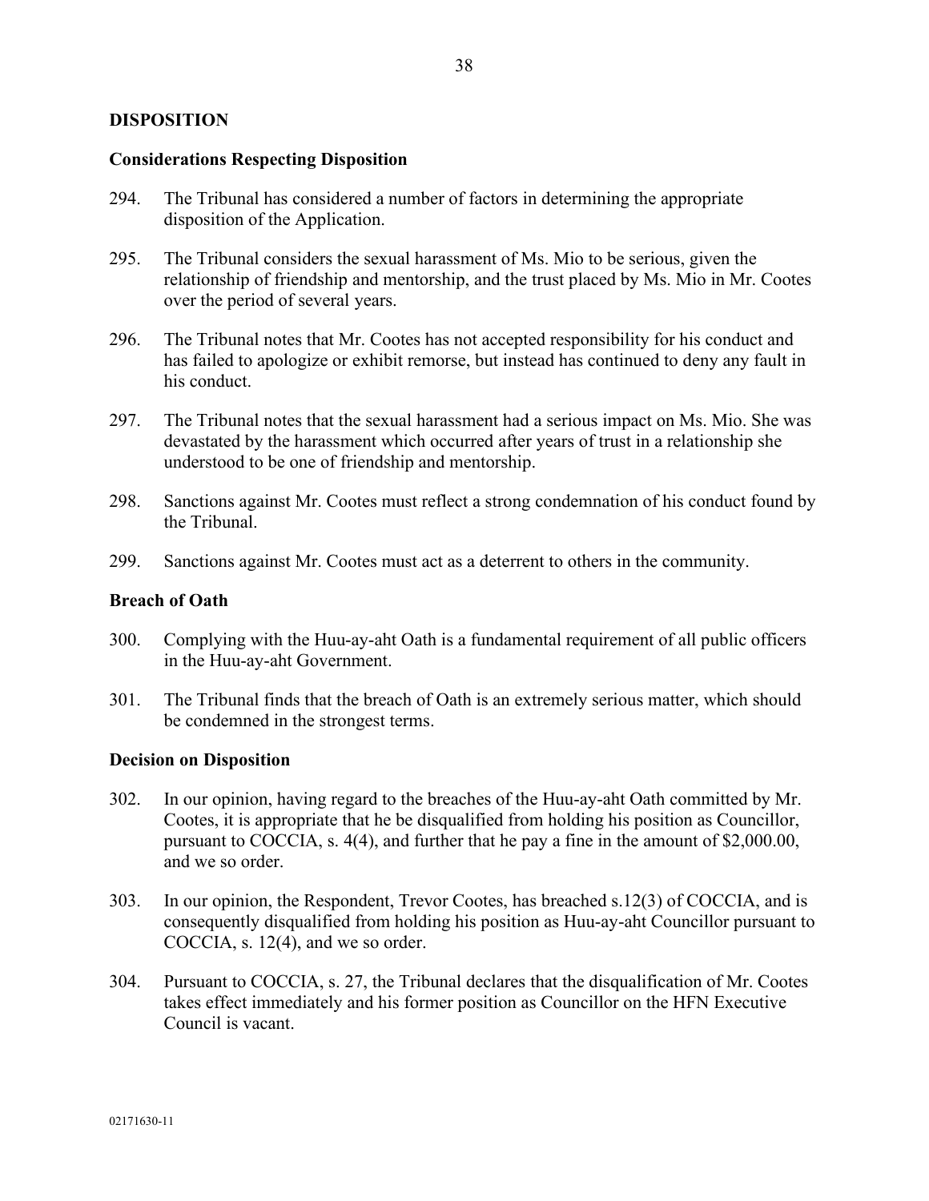## DISPOSITION

### Considerations Respecting Disposition

294. The Tribunal has considered a number of factors in determining the appropriate disposition of the Application.

295. The Tribunal considers the sexual harassment of Ms. Mio to be serious, given the relationship of friendship and mentorship, and the trust placed by Ms. Mio in Mr. Cootes over the period of several years.

296. The Tribunal notes that Mr. Cootes has not accepted responsibility for his conduct and has failed to apologize or exhibit remorse, but instead has continued to deny any fault in his conduct.

297. The Tribunal notes that the sexual harassment had a serious impact on Ms. Mio. She was devastated by the harassment which occurred after years of trust in a relationship she understood to be one of friendship and mentorship.

298. Sanctions against Mr. Cootes must reflect a strong condemnation of his conduct found by the Tribunal.

299. Sanctions against Mr. Cootes must act as a deterrent to others in the community.

### Breach of Oath

300. Complying with the Huu-ay-aht Oath is a fundamental requirement of all public officers in the Huu-ay-aht Government.

301. The Tribunal finds that the breach of Oath is an extremely serious matter, which should be condemned in the strongest terms.

### Decision on Disposition

302. In our opinion, having regard to the breaches of the Huu-ay-aht Oath committed by Mr. Cootes, it is appropriate that he be disqualified from holding his position as Councillor, pursuant to COCCIA, s. 4(4), and further that he pay a fine in the amount of $2,000.00, and we so order.

303. In our opinion, the Respondent, Trevor Cootes, has breached s.12(3) of COCCIA, and is consequently disqualified from holding his position as Huu-ay-aht Councillor pursuant to COCCIA, s. 12(4), and we so order.

304. Pursuant to COCCIA, s. 27, the Tribunal declares that the disqualification of Mr. Cootes takes effect immediately and his former position as Councillor on the HFN Executive Council is vacant.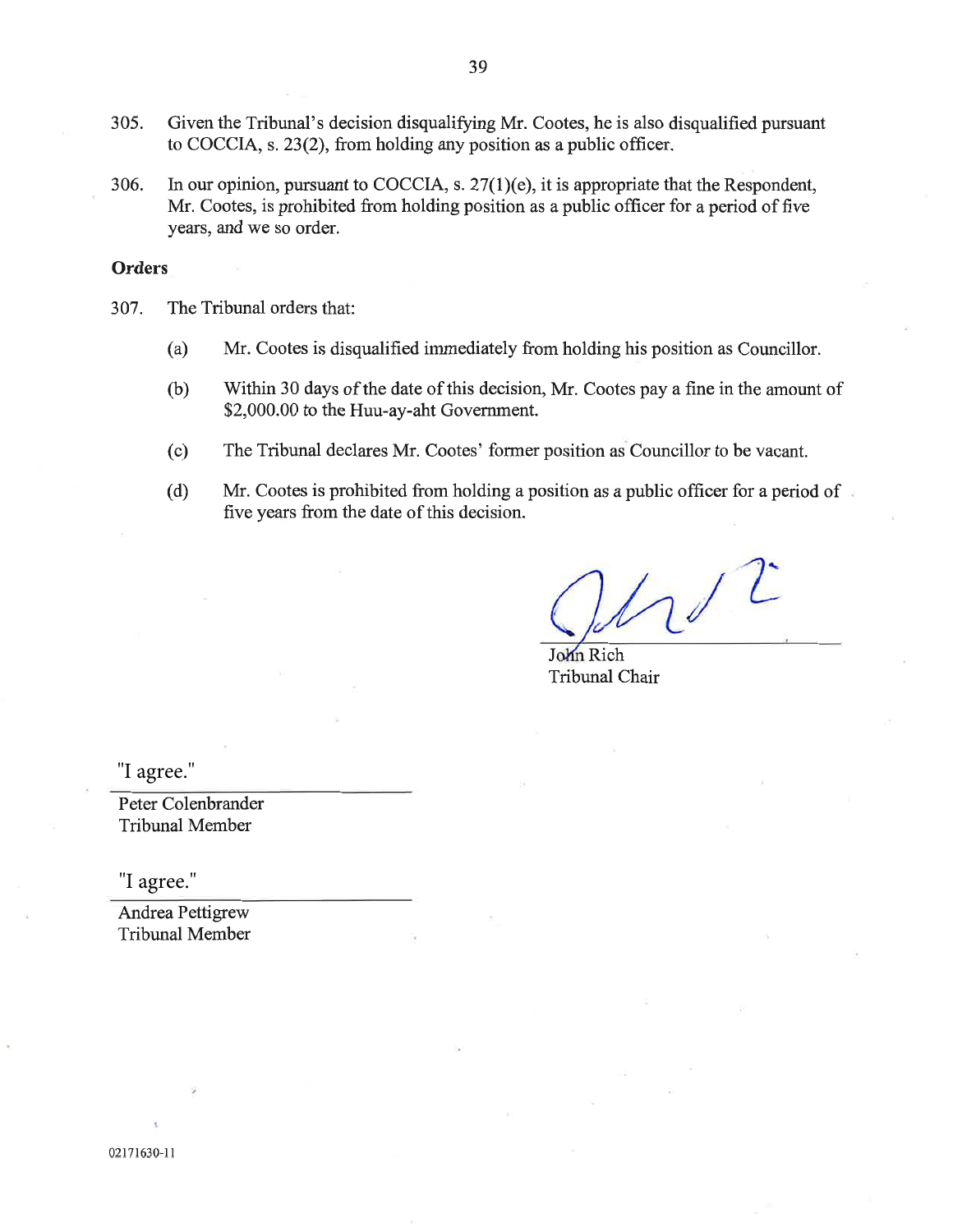305. Given the Tribunal's decision disqualifying Mr. Cootes, he is also disqualified pursuant to COCCIA, s. 23(2), from holding any position as a public officer.

306. In our opinion, pursuant to COCCIA, s. 27(1)(e), it is appropriate that the Respondent, Mr. Cootes, is prohibited from holding position as a public officer for a period of five years, and we so order.

**Orders**

307. The Tribunal orders that:

   (a) Mr. Cootes is disqualified immediately from holding his position as Councillor.

   (b) Within 30 days of the date of this decision, Mr. Cootes pay a fine in the amount of $2,000.00 to the Huu-ay-aht Government.

   (c) The Tribunal declares Mr. Cootes' former position as Councillor to be vacant.

   (d) Mr. Cootes is prohibited from holding a position as a public officer for a period of five years from the date of this decision.

John Rich
Tribunal Chair

"I agree."

Peter Colenbrander
Tribunal Member

"I agree."

Andrea Pettigrew
Tribunal Member

02171630-11